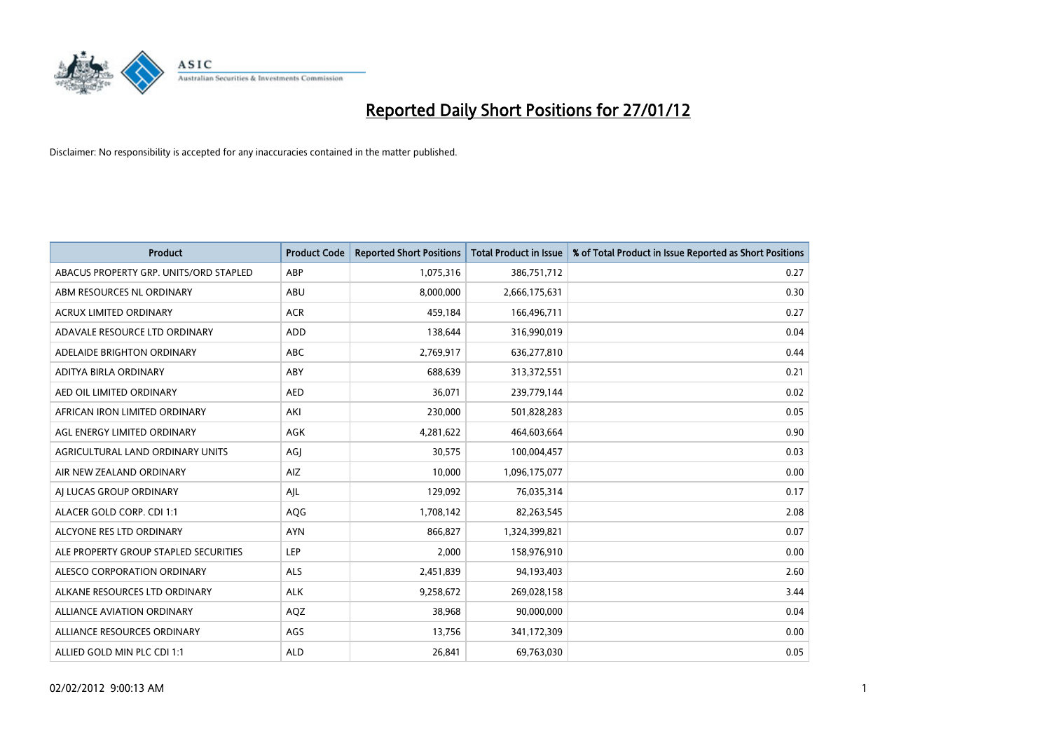# Reported Daily Short Positions for 27/01/12

Disclaimer: No responsibility is accepted for any inaccuracies contained in the matter published.

| Product | Product Code | Reported Short Positions | Total Product in Issue | % of Total Product in Issue Reported as Short Positions |
|---|---|---|---|---|
| ABACUS PROPERTY GRP. UNITS/ORD STAPLED | ABP | 1,075,316 | 386,751,712 | 0.27 |
| ABM RESOURCES NL ORDINARY | ABU | 8,000,000 | 2,666,175,631 | 0.30 |
| ACRUX LIMITED ORDINARY | ACR | 459,184 | 166,496,711 | 0.27 |
| ADAVALE RESOURCE LTD ORDINARY | ADD | 138,644 | 316,990,019 | 0.04 |
| ADELAIDE BRIGHTON ORDINARY | ABC | 2,769,917 | 636,277,810 | 0.44 |
| ADITYA BIRLA ORDINARY | ABY | 688,639 | 313,372,551 | 0.21 |
| AED OIL LIMITED ORDINARY | AED | 36,071 | 239,779,144 | 0.02 |
| AFRICAN IRON LIMITED ORDINARY | AKI | 230,000 | 501,828,283 | 0.05 |
| AGL ENERGY LIMITED ORDINARY | AGK | 4,281,622 | 464,603,664 | 0.90 |
| AGRICULTURAL LAND ORDINARY UNITS | AGJ | 30,575 | 100,004,457 | 0.03 |
| AIR NEW ZEALAND ORDINARY | AIZ | 10,000 | 1,096,175,077 | 0.00 |
| AJ LUCAS GROUP ORDINARY | AJL | 129,092 | 76,035,314 | 0.17 |
| ALACER GOLD CORP. CDI 1:1 | AQG | 1,708,142 | 82,263,545 | 2.08 |
| ALCYONE RES LTD ORDINARY | AYN | 866,827 | 1,324,399,821 | 0.07 |
| ALE PROPERTY GROUP STAPLED SECURITIES | LEP | 2,000 | 158,976,910 | 0.00 |
| ALESCO CORPORATION ORDINARY | ALS | 2,451,839 | 94,193,403 | 2.60 |
| ALKANE RESOURCES LTD ORDINARY | ALK | 9,258,672 | 269,028,158 | 3.44 |
| ALLIANCE AVIATION ORDINARY | AQZ | 38,968 | 90,000,000 | 0.04 |
| ALLIANCE RESOURCES ORDINARY | AGS | 13,756 | 341,172,309 | 0.00 |
| ALLIED GOLD MIN PLC CDI 1:1 | ALD | 26,841 | 69,763,030 | 0.05 |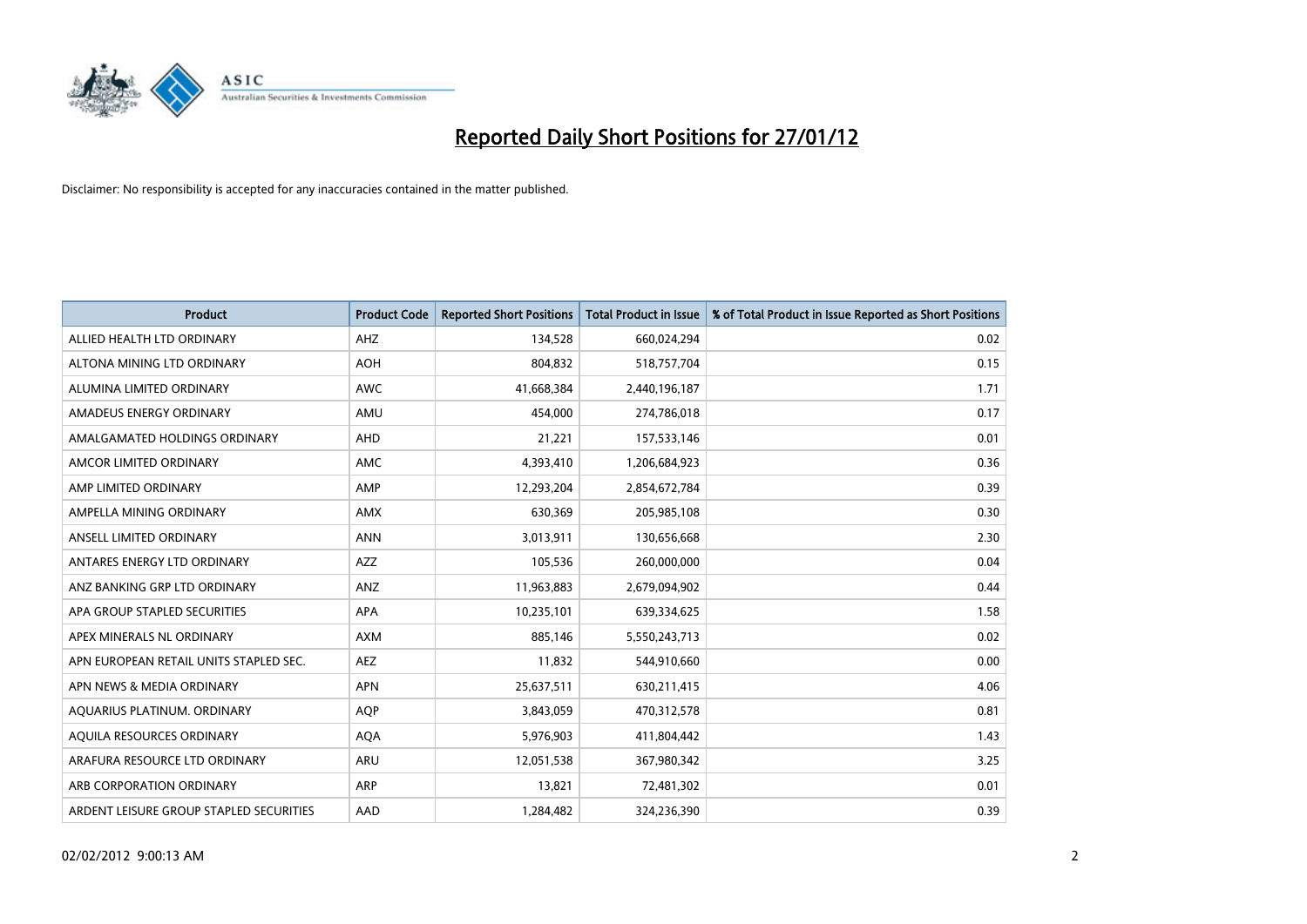# Reported Daily Short Positions for 27/01/12

Disclaimer: No responsibility is accepted for any inaccuracies contained in the matter published.

| Product | Product Code | Reported Short Positions | Total Product in Issue | % of Total Product in Issue Reported as Short Positions |
|---|---|---|---|---|
| ALLIED HEALTH LTD ORDINARY | AHZ | 134,528 | 660,024,294 | 0.02 |
| ALTONA MINING LTD ORDINARY | AOH | 804,832 | 518,757,704 | 0.15 |
| ALUMINA LIMITED ORDINARY | AWC | 41,668,384 | 2,440,196,187 | 1.71 |
| AMADEUS ENERGY ORDINARY | AMU | 454,000 | 274,786,018 | 0.17 |
| AMALGAMATED HOLDINGS ORDINARY | AHD | 21,221 | 157,533,146 | 0.01 |
| AMCOR LIMITED ORDINARY | AMC | 4,393,410 | 1,206,684,923 | 0.36 |
| AMP LIMITED ORDINARY | AMP | 12,293,204 | 2,854,672,784 | 0.39 |
| AMPELLA MINING ORDINARY | AMX | 630,369 | 205,985,108 | 0.30 |
| ANSELL LIMITED ORDINARY | ANN | 3,013,911 | 130,656,668 | 2.30 |
| ANTARES ENERGY LTD ORDINARY | AZZ | 105,536 | 260,000,000 | 0.04 |
| ANZ BANKING GRP LTD ORDINARY | ANZ | 11,963,883 | 2,679,094,902 | 0.44 |
| APA GROUP STAPLED SECURITIES | APA | 10,235,101 | 639,334,625 | 1.58 |
| APEX MINERALS NL ORDINARY | AXM | 885,146 | 5,550,243,713 | 0.02 |
| APN EUROPEAN RETAIL UNITS STAPLED SEC. | AEZ | 11,832 | 544,910,660 | 0.00 |
| APN NEWS & MEDIA ORDINARY | APN | 25,637,511 | 630,211,415 | 4.06 |
| AQUARIUS PLATINUM. ORDINARY | AQP | 3,843,059 | 470,312,578 | 0.81 |
| AQUILA RESOURCES ORDINARY | AQA | 5,976,903 | 411,804,442 | 1.43 |
| ARAFURA RESOURCE LTD ORDINARY | ARU | 12,051,538 | 367,980,342 | 3.25 |
| ARB CORPORATION ORDINARY | ARP | 13,821 | 72,481,302 | 0.01 |
| ARDENT LEISURE GROUP STAPLED SECURITIES | AAD | 1,284,482 | 324,236,390 | 0.39 |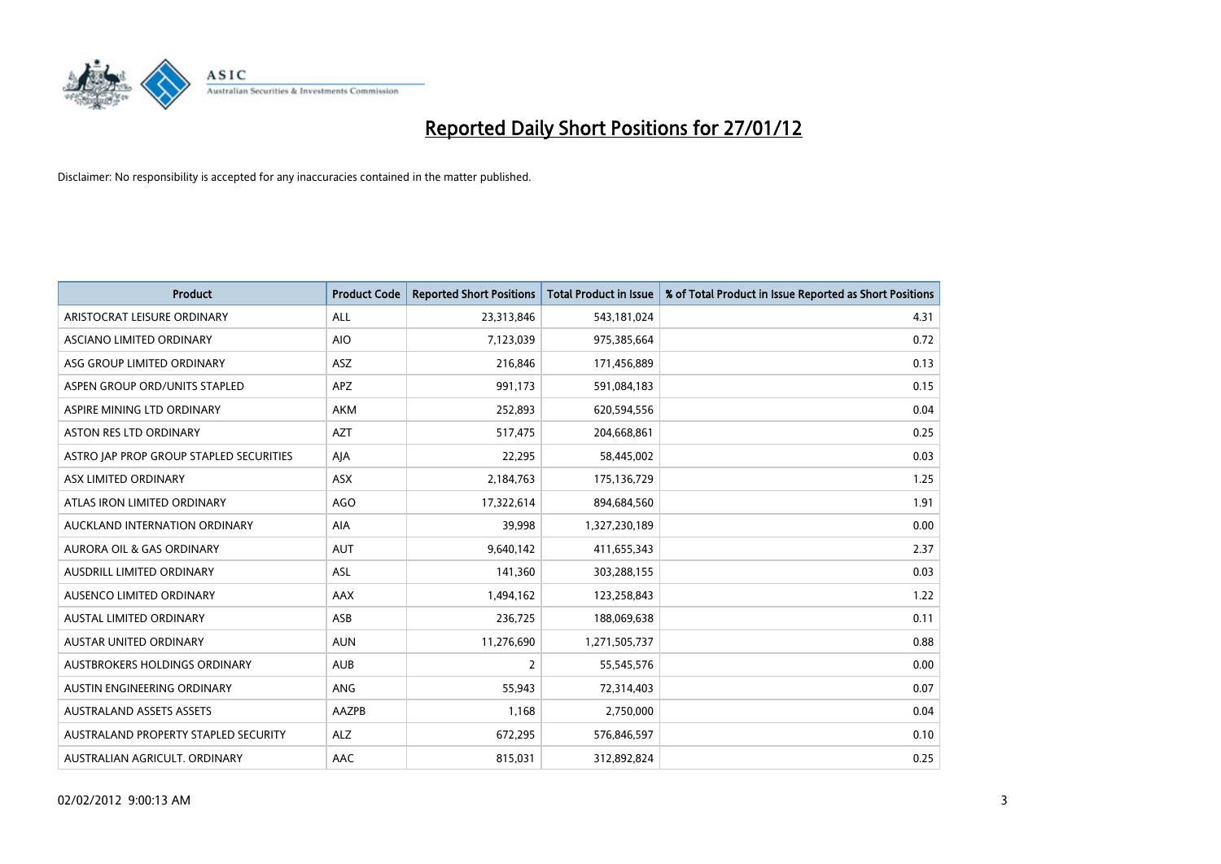# Reported Daily Short Positions for 27/01/12

Disclaimer: No responsibility is accepted for any inaccuracies contained in the matter published.

| Product | Product Code | Reported Short Positions | Total Product in Issue | % of Total Product in Issue Reported as Short Positions |
|---|---|---|---|---|
| ARISTOCRAT LEISURE ORDINARY | ALL | 23,313,846 | 543,181,024 | 4.31 |
| ASCIANO LIMITED ORDINARY | AIO | 7,123,039 | 975,385,664 | 0.72 |
| ASG GROUP LIMITED ORDINARY | ASZ | 216,846 | 171,456,889 | 0.13 |
| ASPEN GROUP ORD/UNITS STAPLED | APZ | 991,173 | 591,084,183 | 0.15 |
| ASPIRE MINING LTD ORDINARY | AKM | 252,893 | 620,594,556 | 0.04 |
| ASTON RES LTD ORDINARY | AZT | 517,475 | 204,668,861 | 0.25 |
| ASTRO JAP PROP GROUP STAPLED SECURITIES | AJA | 22,295 | 58,445,002 | 0.03 |
| ASX LIMITED ORDINARY | ASX | 2,184,763 | 175,136,729 | 1.25 |
| ATLAS IRON LIMITED ORDINARY | AGO | 17,322,614 | 894,684,560 | 1.91 |
| AUCKLAND INTERNATION ORDINARY | AIA | 39,998 | 1,327,230,189 | 0.00 |
| AURORA OIL & GAS ORDINARY | AUT | 9,640,142 | 411,655,343 | 2.37 |
| AUSDRILL LIMITED ORDINARY | ASL | 141,360 | 303,288,155 | 0.03 |
| AUSENCO LIMITED ORDINARY | AAX | 1,494,162 | 123,258,843 | 1.22 |
| AUSTAL LIMITED ORDINARY | ASB | 236,725 | 188,069,638 | 0.11 |
| AUSTAR UNITED ORDINARY | AUN | 11,276,690 | 1,271,505,737 | 0.88 |
| AUSTBROKERS HOLDINGS ORDINARY | AUB | 2 | 55,545,576 | 0.00 |
| AUSTIN ENGINEERING ORDINARY | ANG | 55,943 | 72,314,403 | 0.07 |
| AUSTRALAND ASSETS ASSETS | AAZPB | 1,168 | 2,750,000 | 0.04 |
| AUSTRALAND PROPERTY STAPLED SECURITY | ALZ | 672,295 | 576,846,597 | 0.10 |
| AUSTRALIAN AGRICULT. ORDINARY | AAC | 815,031 | 312,892,824 | 0.25 |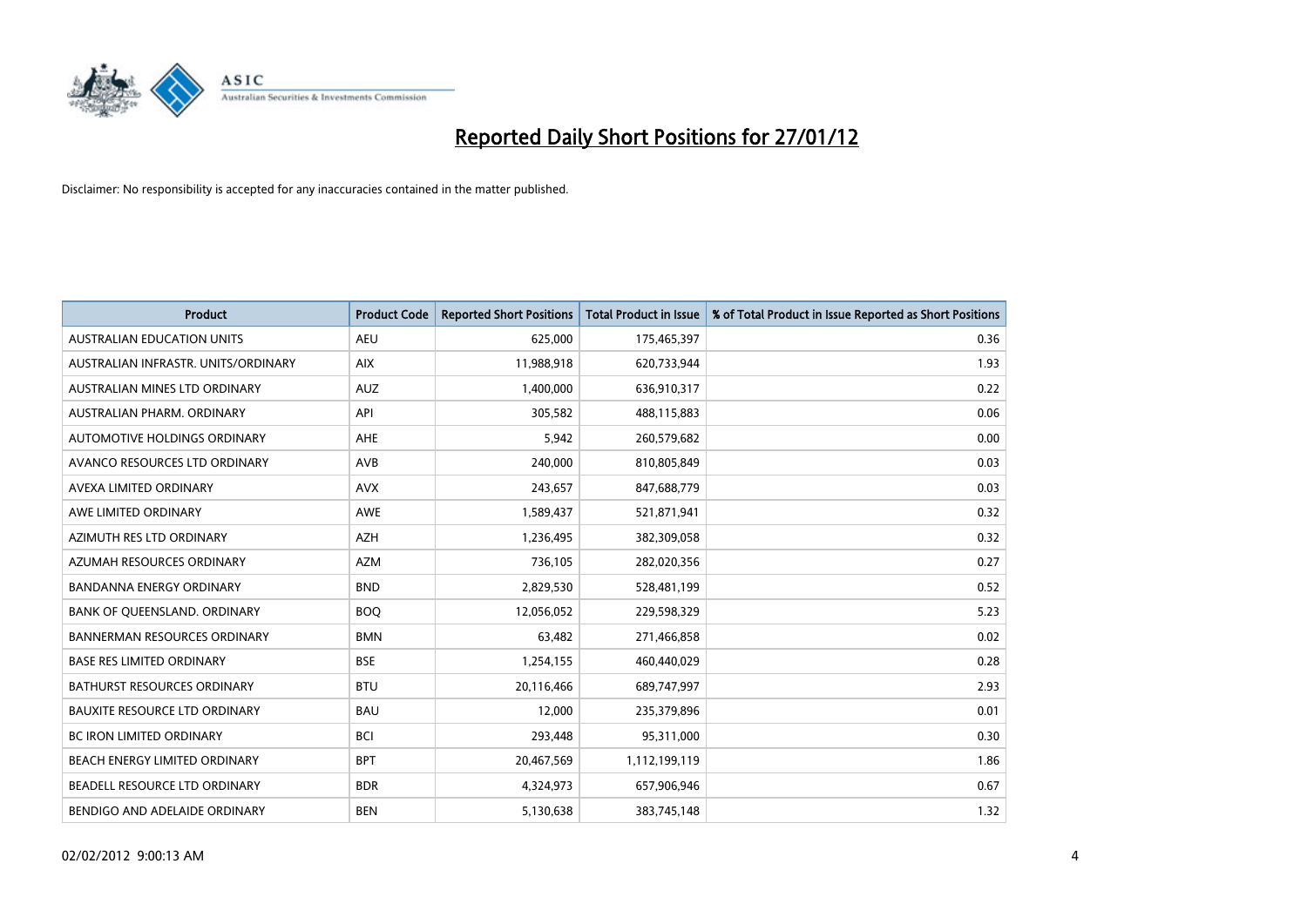# Reported Daily Short Positions for 27/01/12

Disclaimer: No responsibility is accepted for any inaccuracies contained in the matter published.

| Product | Product Code | Reported Short Positions | Total Product in Issue | % of Total Product in Issue Reported as Short Positions |
| --- | --- | --- | --- | --- |
| AUSTRALIAN EDUCATION UNITS | AEU | 625,000 | 175,465,397 | 0.36 |
| AUSTRALIAN INFRASTR. UNITS/ORDINARY | AIX | 11,988,918 | 620,733,944 | 1.93 |
| AUSTRALIAN MINES LTD ORDINARY | AUZ | 1,400,000 | 636,910,317 | 0.22 |
| AUSTRALIAN PHARM. ORDINARY | API | 305,582 | 488,115,883 | 0.06 |
| AUTOMOTIVE HOLDINGS ORDINARY | AHE | 5,942 | 260,579,682 | 0.00 |
| AVANCO RESOURCES LTD ORDINARY | AVB | 240,000 | 810,805,849 | 0.03 |
| AVEXA LIMITED ORDINARY | AVX | 243,657 | 847,688,779 | 0.03 |
| AWE LIMITED ORDINARY | AWE | 1,589,437 | 521,871,941 | 0.32 |
| AZIMUTH RES LTD ORDINARY | AZH | 1,236,495 | 382,309,058 | 0.32 |
| AZUMAH RESOURCES ORDINARY | AZM | 736,105 | 282,020,356 | 0.27 |
| BANDANNA ENERGY ORDINARY | BND | 2,829,530 | 528,481,199 | 0.52 |
| BANK OF QUEENSLAND. ORDINARY | BOQ | 12,056,052 | 229,598,329 | 5.23 |
| BANNERMAN RESOURCES ORDINARY | BMN | 63,482 | 271,466,858 | 0.02 |
| BASE RES LIMITED ORDINARY | BSE | 1,254,155 | 460,440,029 | 0.28 |
| BATHURST RESOURCES ORDINARY | BTU | 20,116,466 | 689,747,997 | 2.93 |
| BAUXITE RESOURCE LTD ORDINARY | BAU | 12,000 | 235,379,896 | 0.01 |
| BC IRON LIMITED ORDINARY | BCI | 293,448 | 95,311,000 | 0.30 |
| BEACH ENERGY LIMITED ORDINARY | BPT | 20,467,569 | 1,112,199,119 | 1.86 |
| BEADELL RESOURCE LTD ORDINARY | BDR | 4,324,973 | 657,906,946 | 0.67 |
| BENDIGO AND ADELAIDE ORDINARY | BEN | 5,130,638 | 383,745,148 | 1.32 |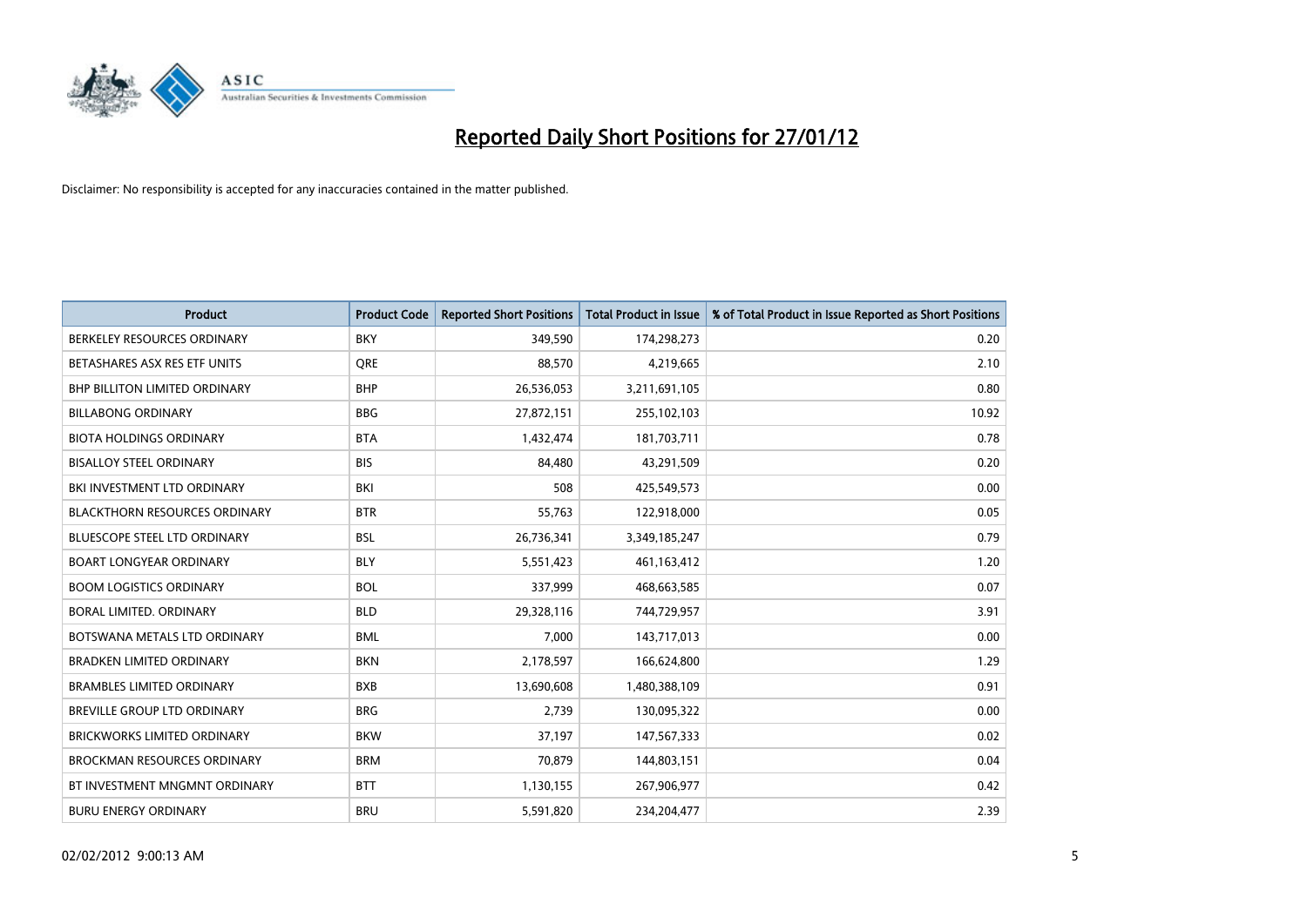# Reported Daily Short Positions for 27/01/12

Disclaimer: No responsibility is accepted for any inaccuracies contained in the matter published.

| Product | Product Code | Reported Short Positions | Total Product in Issue | % of Total Product in Issue Reported as Short Positions |
|---|---|---|---|---|
| BERKELEY RESOURCES ORDINARY | BKY | 349,590 | 174,298,273 | 0.20 |
| BETASHARES ASX RES ETF UNITS | QRE | 88,570 | 4,219,665 | 2.10 |
| BHP BILLITON LIMITED ORDINARY | BHP | 26,536,053 | 3,211,691,105 | 0.80 |
| BILLABONG ORDINARY | BBG | 27,872,151 | 255,102,103 | 10.92 |
| BIOTA HOLDINGS ORDINARY | BTA | 1,432,474 | 181,703,711 | 0.78 |
| BISALLOY STEEL ORDINARY | BIS | 84,480 | 43,291,509 | 0.20 |
| BKI INVESTMENT LTD ORDINARY | BKI | 508 | 425,549,573 | 0.00 |
| BLACKTHORN RESOURCES ORDINARY | BTR | 55,763 | 122,918,000 | 0.05 |
| BLUESCOPE STEEL LTD ORDINARY | BSL | 26,736,341 | 3,349,185,247 | 0.79 |
| BOART LONGYEAR ORDINARY | BLY | 5,551,423 | 461,163,412 | 1.20 |
| BOOM LOGISTICS ORDINARY | BOL | 337,999 | 468,663,585 | 0.07 |
| BORAL LIMITED. ORDINARY | BLD | 29,328,116 | 744,729,957 | 3.91 |
| BOTSWANA METALS LTD ORDINARY | BML | 7,000 | 143,717,013 | 0.00 |
| BRADKEN LIMITED ORDINARY | BKN | 2,178,597 | 166,624,800 | 1.29 |
| BRAMBLES LIMITED ORDINARY | BXB | 13,690,608 | 1,480,388,109 | 0.91 |
| BREVILLE GROUP LTD ORDINARY | BRG | 2,739 | 130,095,322 | 0.00 |
| BRICKWORKS LIMITED ORDINARY | BKW | 37,197 | 147,567,333 | 0.02 |
| BROCKMAN RESOURCES ORDINARY | BRM | 70,879 | 144,803,151 | 0.04 |
| BT INVESTMENT MNGMNT ORDINARY | BTT | 1,130,155 | 267,906,977 | 0.42 |
| BURU ENERGY ORDINARY | BRU | 5,591,820 | 234,204,477 | 2.39 |

02/02/2012 9:00:13 AM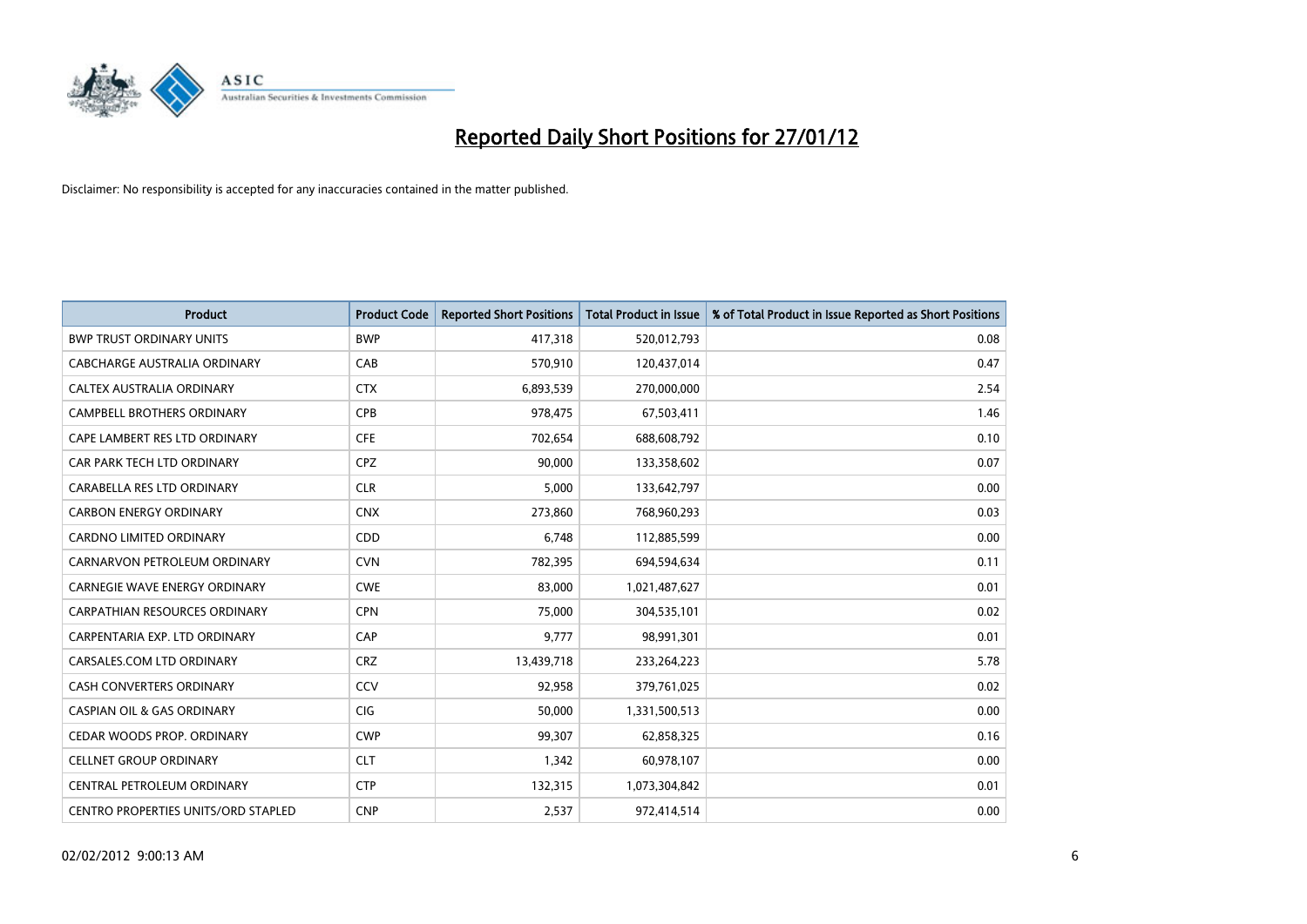# Reported Daily Short Positions for 27/01/12

Disclaimer: No responsibility is accepted for any inaccuracies contained in the matter published.

| Product | Product Code | Reported Short Positions | Total Product in Issue | % of Total Product in Issue Reported as Short Positions |
|---|---|---|---|---|
| BWP TRUST ORDINARY UNITS | BWP | 417,318 | 520,012,793 | 0.08 |
| CABCHARGE AUSTRALIA ORDINARY | CAB | 570,910 | 120,437,014 | 0.47 |
| CALTEX AUSTRALIA ORDINARY | CTX | 6,893,539 | 270,000,000 | 2.54 |
| CAMPBELL BROTHERS ORDINARY | CPB | 978,475 | 67,503,411 | 1.46 |
| CAPE LAMBERT RES LTD ORDINARY | CFE | 702,654 | 688,608,792 | 0.10 |
| CAR PARK TECH LTD ORDINARY | CPZ | 90,000 | 133,358,602 | 0.07 |
| CARABELLA RES LTD ORDINARY | CLR | 5,000 | 133,642,797 | 0.00 |
| CARBON ENERGY ORDINARY | CNX | 273,860 | 768,960,293 | 0.03 |
| CARDNO LIMITED ORDINARY | CDD | 6,748 | 112,885,599 | 0.00 |
| CARNARVON PETROLEUM ORDINARY | CVN | 782,395 | 694,594,634 | 0.11 |
| CARNEGIE WAVE ENERGY ORDINARY | CWE | 83,000 | 1,021,487,627 | 0.01 |
| CARPATHIAN RESOURCES ORDINARY | CPN | 75,000 | 304,535,101 | 0.02 |
| CARPENTARIA EXP. LTD ORDINARY | CAP | 9,777 | 98,991,301 | 0.01 |
| CARSALES.COM LTD ORDINARY | CRZ | 13,439,718 | 233,264,223 | 5.78 |
| CASH CONVERTERS ORDINARY | CCV | 92,958 | 379,761,025 | 0.02 |
| CASPIAN OIL & GAS ORDINARY | CIG | 50,000 | 1,331,500,513 | 0.00 |
| CEDAR WOODS PROP. ORDINARY | CWP | 99,307 | 62,858,325 | 0.16 |
| CELLNET GROUP ORDINARY | CLT | 1,342 | 60,978,107 | 0.00 |
| CENTRAL PETROLEUM ORDINARY | CTP | 132,315 | 1,073,304,842 | 0.01 |
| CENTRO PROPERTIES UNITS/ORD STAPLED | CNP | 2,537 | 972,414,514 | 0.00 |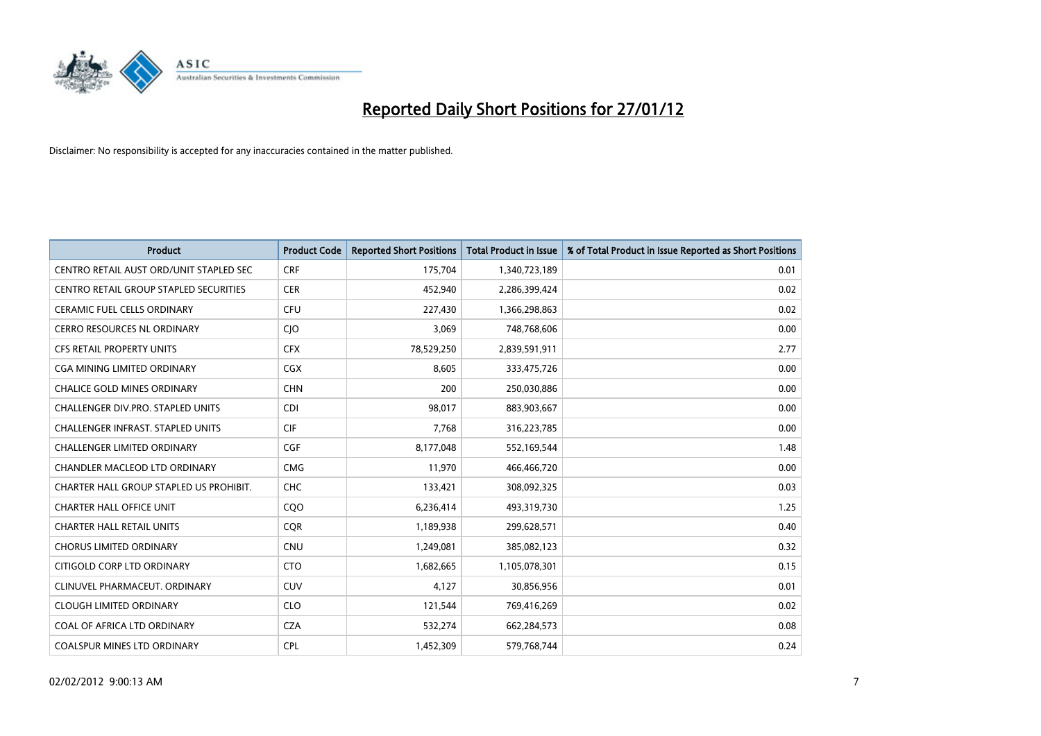# Reported Daily Short Positions for 27/01/12

Disclaimer: No responsibility is accepted for any inaccuracies contained in the matter published.

| Product | Product Code | Reported Short Positions | Total Product in Issue | % of Total Product in Issue Reported as Short Positions |
|---|---|---|---|---|
| CENTRO RETAIL AUST ORD/UNIT STAPLED SEC | CRF | 175,704 | 1,340,723,189 | 0.01 |
| CENTRO RETAIL GROUP STAPLED SECURITIES | CER | 452,940 | 2,286,399,424 | 0.02 |
| CERAMIC FUEL CELLS ORDINARY | CFU | 227,430 | 1,366,298,863 | 0.02 |
| CERRO RESOURCES NL ORDINARY | CJO | 3,069 | 748,768,606 | 0.00 |
| CFS RETAIL PROPERTY UNITS | CFX | 78,529,250 | 2,839,591,911 | 2.77 |
| CGA MINING LIMITED ORDINARY | CGX | 8,605 | 333,475,726 | 0.00 |
| CHALICE GOLD MINES ORDINARY | CHN | 200 | 250,030,886 | 0.00 |
| CHALLENGER DIV.PRO. STAPLED UNITS | CDI | 98,017 | 883,903,667 | 0.00 |
| CHALLENGER INFRAST. STAPLED UNITS | CIF | 7,768 | 316,223,785 | 0.00 |
| CHALLENGER LIMITED ORDINARY | CGF | 8,177,048 | 552,169,544 | 1.48 |
| CHANDLER MACLEOD LTD ORDINARY | CMG | 11,970 | 466,466,720 | 0.00 |
| CHARTER HALL GROUP STAPLED US PROHIBIT. | CHC | 133,421 | 308,092,325 | 0.03 |
| CHARTER HALL OFFICE UNIT | CQO | 6,236,414 | 493,319,730 | 1.25 |
| CHARTER HALL RETAIL UNITS | CQR | 1,189,938 | 299,628,571 | 0.40 |
| CHORUS LIMITED ORDINARY | CNU | 1,249,081 | 385,082,123 | 0.32 |
| CITIGOLD CORP LTD ORDINARY | CTO | 1,682,665 | 1,105,078,301 | 0.15 |
| CLINUVEL PHARMACEUT. ORDINARY | CUV | 4,127 | 30,856,956 | 0.01 |
| CLOUGH LIMITED ORDINARY | CLO | 121,544 | 769,416,269 | 0.02 |
| COAL OF AFRICA LTD ORDINARY | CZA | 532,274 | 662,284,573 | 0.08 |
| COALSPUR MINES LTD ORDINARY | CPL | 1,452,309 | 579,768,744 | 0.24 |

02/02/2012 9:00:13 AM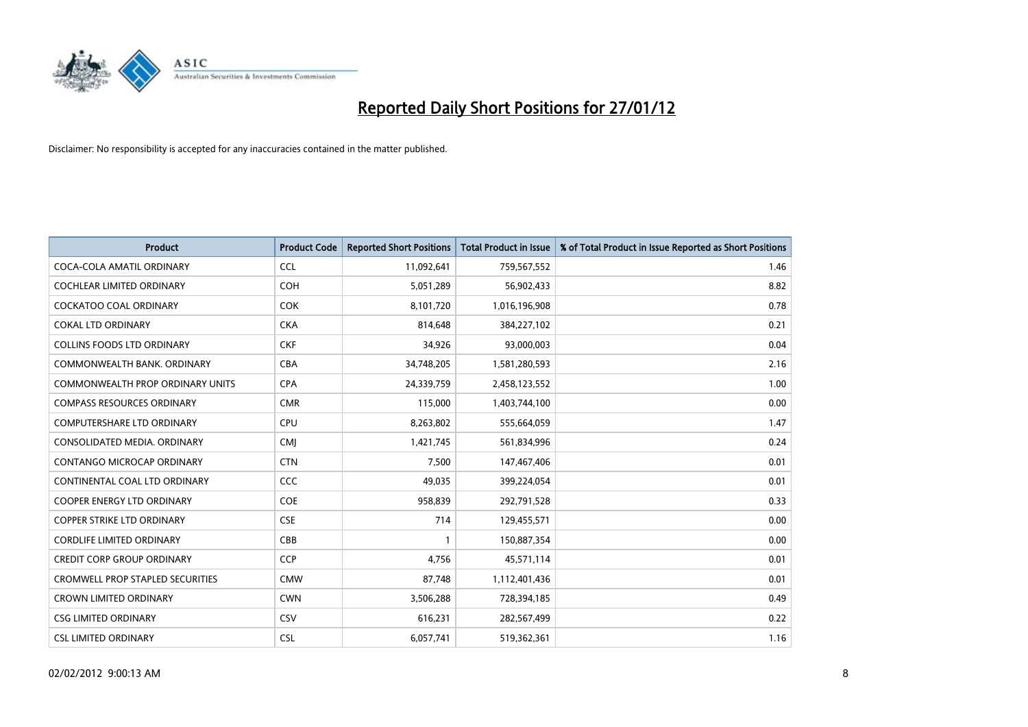# Reported Daily Short Positions for 27/01/12

Disclaimer: No responsibility is accepted for any inaccuracies contained in the matter published.

| Product | Product Code | Reported Short Positions | Total Product in Issue | % of Total Product in Issue Reported as Short Positions |
|---|---|---|---|---|
| COCA-COLA AMATIL ORDINARY | CCL | 11,092,641 | 759,567,552 | 1.46 |
| COCHLEAR LIMITED ORDINARY | COH | 5,051,289 | 56,902,433 | 8.82 |
| COCKATOO COAL ORDINARY | COK | 8,101,720 | 1,016,196,908 | 0.78 |
| COKAL LTD ORDINARY | CKA | 814,648 | 384,227,102 | 0.21 |
| COLLINS FOODS LTD ORDINARY | CKF | 34,926 | 93,000,003 | 0.04 |
| COMMONWEALTH BANK. ORDINARY | CBA | 34,748,205 | 1,581,280,593 | 2.16 |
| COMMONWEALTH PROP ORDINARY UNITS | CPA | 24,339,759 | 2,458,123,552 | 1.00 |
| COMPASS RESOURCES ORDINARY | CMR | 115,000 | 1,403,744,100 | 0.00 |
| COMPUTERSHARE LTD ORDINARY | CPU | 8,263,802 | 555,664,059 | 1.47 |
| CONSOLIDATED MEDIA. ORDINARY | CMJ | 1,421,745 | 561,834,996 | 0.24 |
| CONTANGO MICROCAP ORDINARY | CTN | 7,500 | 147,467,406 | 0.01 |
| CONTINENTAL COAL LTD ORDINARY | CCC | 49,035 | 399,224,054 | 0.01 |
| COOPER ENERGY LTD ORDINARY | COE | 958,839 | 292,791,528 | 0.33 |
| COPPER STRIKE LTD ORDINARY | CSE | 714 | 129,455,571 | 0.00 |
| CORDLIFE LIMITED ORDINARY | CBB | 1 | 150,887,354 | 0.00 |
| CREDIT CORP GROUP ORDINARY | CCP | 4,756 | 45,571,114 | 0.01 |
| CROMWELL PROP STAPLED SECURITIES | CMW | 87,748 | 1,112,401,436 | 0.01 |
| CROWN LIMITED ORDINARY | CWN | 3,506,288 | 728,394,185 | 0.49 |
| CSG LIMITED ORDINARY | CSV | 616,231 | 282,567,499 | 0.22 |
| CSL LIMITED ORDINARY | CSL | 6,057,741 | 519,362,361 | 1.16 |

02/02/2012 9:00:13 AM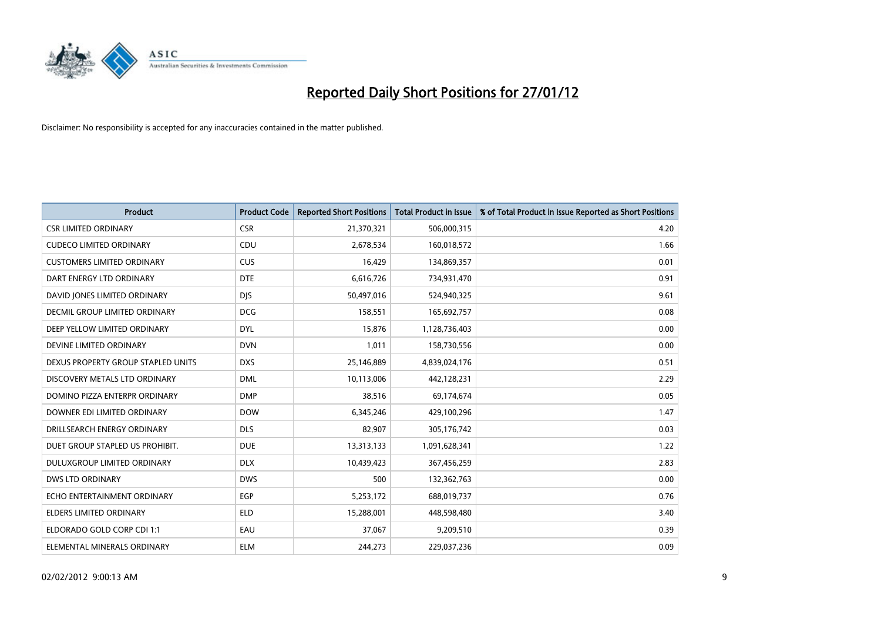# Reported Daily Short Positions for 27/01/12

Disclaimer: No responsibility is accepted for any inaccuracies contained in the matter published.

| Product | Product Code | Reported Short Positions | Total Product in Issue | % of Total Product in Issue Reported as Short Positions |
|---|---|---|---|---|
| CSR LIMITED ORDINARY | CSR | 21,370,321 | 506,000,315 | 4.20 |
| CUDECO LIMITED ORDINARY | CDU | 2,678,534 | 160,018,572 | 1.66 |
| CUSTOMERS LIMITED ORDINARY | CUS | 16,429 | 134,869,357 | 0.01 |
| DART ENERGY LTD ORDINARY | DTE | 6,616,726 | 734,931,470 | 0.91 |
| DAVID JONES LIMITED ORDINARY | DJS | 50,497,016 | 524,940,325 | 9.61 |
| DECMIL GROUP LIMITED ORDINARY | DCG | 158,551 | 165,692,757 | 0.08 |
| DEEP YELLOW LIMITED ORDINARY | DYL | 15,876 | 1,128,736,403 | 0.00 |
| DEVINE LIMITED ORDINARY | DVN | 1,011 | 158,730,556 | 0.00 |
| DEXUS PROPERTY GROUP STAPLED UNITS | DXS | 25,146,889 | 4,839,024,176 | 0.51 |
| DISCOVERY METALS LTD ORDINARY | DML | 10,113,006 | 442,128,231 | 2.29 |
| DOMINO PIZZA ENTERPR ORDINARY | DMP | 38,516 | 69,174,674 | 0.05 |
| DOWNER EDI LIMITED ORDINARY | DOW | 6,345,246 | 429,100,296 | 1.47 |
| DRILLSEARCH ENERGY ORDINARY | DLS | 82,907 | 305,176,742 | 0.03 |
| DUET GROUP STAPLED US PROHIBIT. | DUE | 13,313,133 | 1,091,628,341 | 1.22 |
| DULUXGROUP LIMITED ORDINARY | DLX | 10,439,423 | 367,456,259 | 2.83 |
| DWS LTD ORDINARY | DWS | 500 | 132,362,763 | 0.00 |
| ECHO ENTERTAINMENT ORDINARY | EGP | 5,253,172 | 688,019,737 | 0.76 |
| ELDERS LIMITED ORDINARY | ELD | 15,288,001 | 448,598,480 | 3.40 |
| ELDORADO GOLD CORP CDI 1:1 | EAU | 37,067 | 9,209,510 | 0.39 |
| ELEMENTAL MINERALS ORDINARY | ELM | 244,273 | 229,037,236 | 0.09 |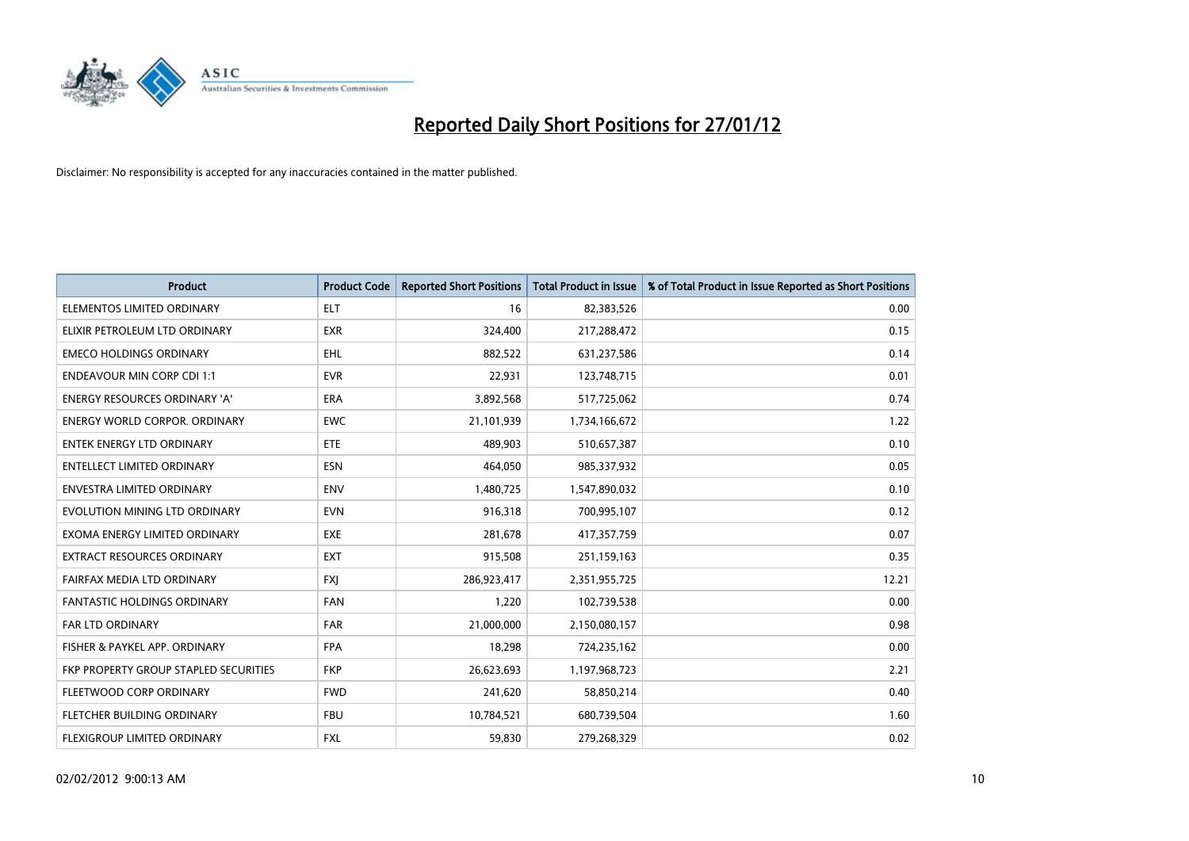# Reported Daily Short Positions for 27/01/12

Disclaimer: No responsibility is accepted for any inaccuracies contained in the matter published.

| Product | Product Code | Reported Short Positions | Total Product in Issue | % of Total Product in Issue Reported as Short Positions |
|---|---|---|---|---|
| ELEMENTOS LIMITED ORDINARY | ELT | 16 | 82,383,526 | 0.00 |
| ELIXIR PETROLEUM LTD ORDINARY | EXR | 324,400 | 217,288,472 | 0.15 |
| EMECO HOLDINGS ORDINARY | EHL | 882,522 | 631,237,586 | 0.14 |
| ENDEAVOUR MIN CORP CDI 1:1 | EVR | 22,931 | 123,748,715 | 0.01 |
| ENERGY RESOURCES ORDINARY 'A' | ERA | 3,892,568 | 517,725,062 | 0.74 |
| ENERGY WORLD CORPOR. ORDINARY | EWC | 21,101,939 | 1,734,166,672 | 1.22 |
| ENTEK ENERGY LTD ORDINARY | ETE | 489,903 | 510,657,387 | 0.10 |
| ENTELLECT LIMITED ORDINARY | ESN | 464,050 | 985,337,932 | 0.05 |
| ENVESTRA LIMITED ORDINARY | ENV | 1,480,725 | 1,547,890,032 | 0.10 |
| EVOLUTION MINING LTD ORDINARY | EVN | 916,318 | 700,995,107 | 0.12 |
| EXOMA ENERGY LIMITED ORDINARY | EXE | 281,678 | 417,357,759 | 0.07 |
| EXTRACT RESOURCES ORDINARY | EXT | 915,508 | 251,159,163 | 0.35 |
| FAIRFAX MEDIA LTD ORDINARY | FXJ | 286,923,417 | 2,351,955,725 | 12.21 |
| FANTASTIC HOLDINGS ORDINARY | FAN | 1,220 | 102,739,538 | 0.00 |
| FAR LTD ORDINARY | FAR | 21,000,000 | 2,150,080,157 | 0.98 |
| FISHER & PAYKEL APP. ORDINARY | FPA | 18,298 | 724,235,162 | 0.00 |
| FKP PROPERTY GROUP STAPLED SECURITIES | FKP | 26,623,693 | 1,197,968,723 | 2.21 |
| FLEETWOOD CORP ORDINARY | FWD | 241,620 | 58,850,214 | 0.40 |
| FLETCHER BUILDING ORDINARY | FBU | 10,784,521 | 680,739,504 | 1.60 |
| FLEXIGROUP LIMITED ORDINARY | FXL | 59,830 | 279,268,329 | 0.02 |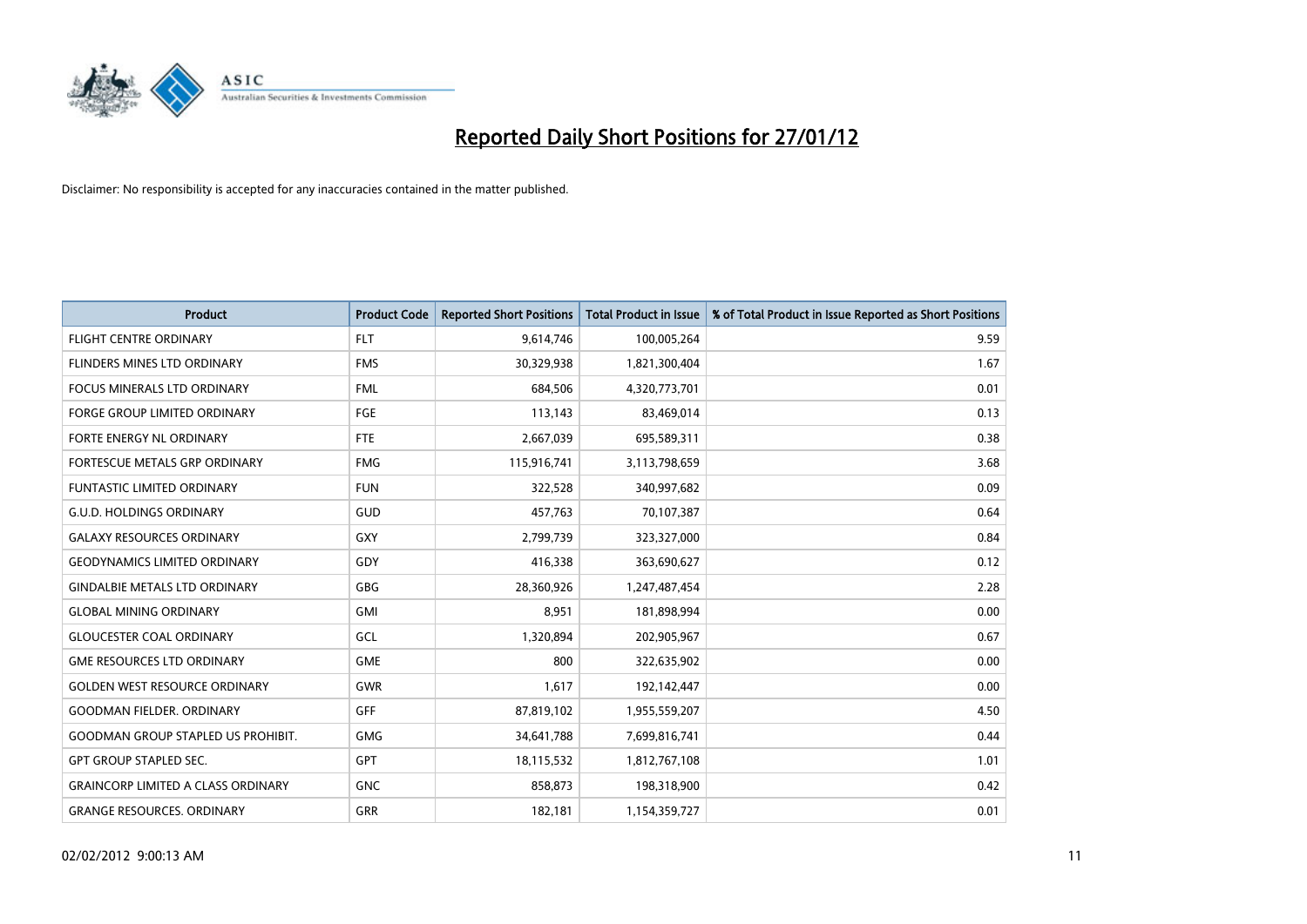# Reported Daily Short Positions for 27/01/12

Disclaimer: No responsibility is accepted for any inaccuracies contained in the matter published.

| Product | Product Code | Reported Short Positions | Total Product in Issue | % of Total Product in Issue Reported as Short Positions |
|---|---|---|---|---|
| FLIGHT CENTRE ORDINARY | FLT | 9,614,746 | 100,005,264 | 9.59 |
| FLINDERS MINES LTD ORDINARY | FMS | 30,329,938 | 1,821,300,404 | 1.67 |
| FOCUS MINERALS LTD ORDINARY | FML | 684,506 | 4,320,773,701 | 0.01 |
| FORGE GROUP LIMITED ORDINARY | FGE | 113,143 | 83,469,014 | 0.13 |
| FORTE ENERGY NL ORDINARY | FTE | 2,667,039 | 695,589,311 | 0.38 |
| FORTESCUE METALS GRP ORDINARY | FMG | 115,916,741 | 3,113,798,659 | 3.68 |
| FUNTASTIC LIMITED ORDINARY | FUN | 322,528 | 340,997,682 | 0.09 |
| G.U.D. HOLDINGS ORDINARY | GUD | 457,763 | 70,107,387 | 0.64 |
| GALAXY RESOURCES ORDINARY | GXY | 2,799,739 | 323,327,000 | 0.84 |
| GEODYNAMICS LIMITED ORDINARY | GDY | 416,338 | 363,690,627 | 0.12 |
| GINDALBIE METALS LTD ORDINARY | GBG | 28,360,926 | 1,247,487,454 | 2.28 |
| GLOBAL MINING ORDINARY | GMI | 8,951 | 181,898,994 | 0.00 |
| GLOUCESTER COAL ORDINARY | GCL | 1,320,894 | 202,905,967 | 0.67 |
| GME RESOURCES LTD ORDINARY | GME | 800 | 322,635,902 | 0.00 |
| GOLDEN WEST RESOURCE ORDINARY | GWR | 1,617 | 192,142,447 | 0.00 |
| GOODMAN FIELDER. ORDINARY | GFF | 87,819,102 | 1,955,559,207 | 4.50 |
| GOODMAN GROUP STAPLED US PROHIBIT. | GMG | 34,641,788 | 7,699,816,741 | 0.44 |
| GPT GROUP STAPLED SEC. | GPT | 18,115,532 | 1,812,767,108 | 1.01 |
| GRAINCORP LIMITED A CLASS ORDINARY | GNC | 858,873 | 198,318,900 | 0.42 |
| GRANGE RESOURCES. ORDINARY | GRR | 182,181 | 1,154,359,727 | 0.01 |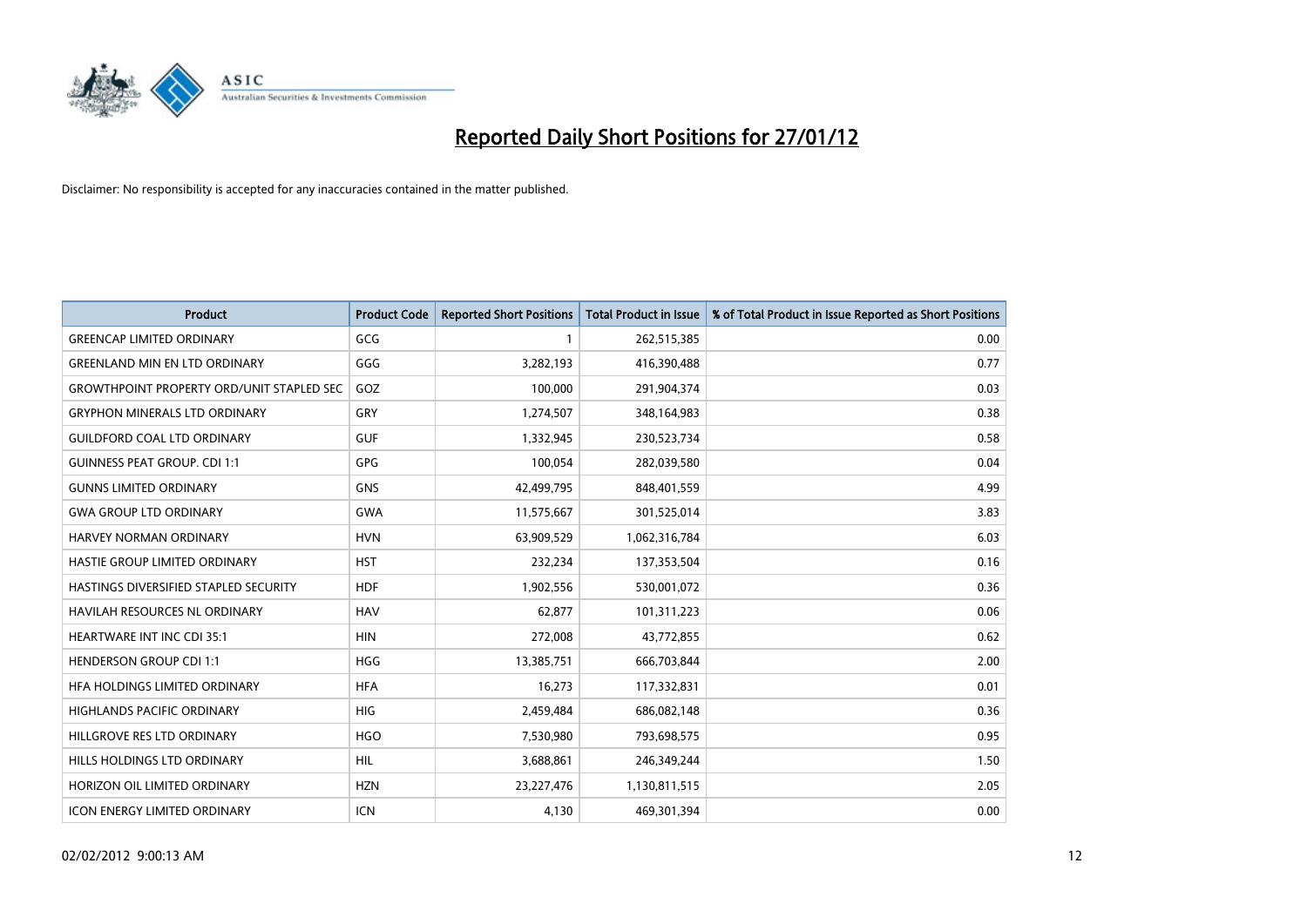# Reported Daily Short Positions for 27/01/12

Disclaimer: No responsibility is accepted for any inaccuracies contained in the matter published.

| Product | Product Code | Reported Short Positions | Total Product in Issue | % of Total Product in Issue Reported as Short Positions |
|---|---|---|---|---|
| GREENCAP LIMITED ORDINARY | GCG | 1 | 262,515,385 | 0.00 |
| GREENLAND MIN EN LTD ORDINARY | GGG | 3,282,193 | 416,390,488 | 0.77 |
| GROWTHPOINT PROPERTY ORD/UNIT STAPLED SEC | GOZ | 100,000 | 291,904,374 | 0.03 |
| GRYPHON MINERALS LTD ORDINARY | GRY | 1,274,507 | 348,164,983 | 0.38 |
| GUILDFORD COAL LTD ORDINARY | GUF | 1,332,945 | 230,523,734 | 0.58 |
| GUINNESS PEAT GROUP. CDI 1:1 | GPG | 100,054 | 282,039,580 | 0.04 |
| GUNNS LIMITED ORDINARY | GNS | 42,499,795 | 848,401,559 | 4.99 |
| GWA GROUP LTD ORDINARY | GWA | 11,575,667 | 301,525,014 | 3.83 |
| HARVEY NORMAN ORDINARY | HVN | 63,909,529 | 1,062,316,784 | 6.03 |
| HASTIE GROUP LIMITED ORDINARY | HST | 232,234 | 137,353,504 | 0.16 |
| HASTINGS DIVERSIFIED STAPLED SECURITY | HDF | 1,902,556 | 530,001,072 | 0.36 |
| HAVILAH RESOURCES NL ORDINARY | HAV | 62,877 | 101,311,223 | 0.06 |
| HEARTWARE INT INC CDI 35:1 | HIN | 272,008 | 43,772,855 | 0.62 |
| HENDERSON GROUP CDI 1:1 | HGG | 13,385,751 | 666,703,844 | 2.00 |
| HFA HOLDINGS LIMITED ORDINARY | HFA | 16,273 | 117,332,831 | 0.01 |
| HIGHLANDS PACIFIC ORDINARY | HIG | 2,459,484 | 686,082,148 | 0.36 |
| HILLGROVE RES LTD ORDINARY | HGO | 7,530,980 | 793,698,575 | 0.95 |
| HILLS HOLDINGS LTD ORDINARY | HIL | 3,688,861 | 246,349,244 | 1.50 |
| HORIZON OIL LIMITED ORDINARY | HZN | 23,227,476 | 1,130,811,515 | 2.05 |
| ICON ENERGY LIMITED ORDINARY | ICN | 4,130 | 469,301,394 | 0.00 |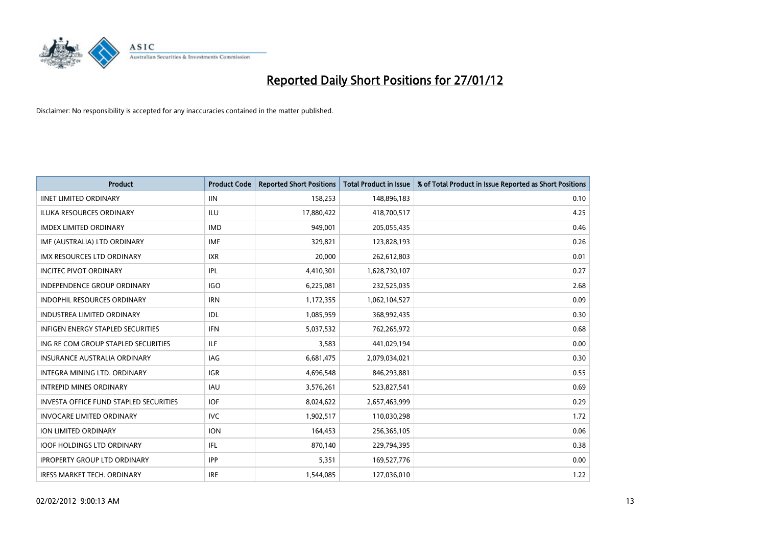# Reported Daily Short Positions for 27/01/12

Disclaimer: No responsibility is accepted for any inaccuracies contained in the matter published.

| Product | Product Code | Reported Short Positions | Total Product in Issue | % of Total Product in Issue Reported as Short Positions |
|---|---|---|---|---|
| IINET LIMITED ORDINARY | IIN | 158,253 | 148,896,183 | 0.10 |
| ILUKA RESOURCES ORDINARY | ILU | 17,880,422 | 418,700,517 | 4.25 |
| IMDEX LIMITED ORDINARY | IMD | 949,001 | 205,055,435 | 0.46 |
| IMF (AUSTRALIA) LTD ORDINARY | IMF | 329,821 | 123,828,193 | 0.26 |
| IMX RESOURCES LTD ORDINARY | IXR | 20,000 | 262,612,803 | 0.01 |
| INCITEC PIVOT ORDINARY | IPL | 4,410,301 | 1,628,730,107 | 0.27 |
| INDEPENDENCE GROUP ORDINARY | IGO | 6,225,081 | 232,525,035 | 2.68 |
| INDOPHIL RESOURCES ORDINARY | IRN | 1,172,355 | 1,062,104,527 | 0.09 |
| INDUSTREA LIMITED ORDINARY | IDL | 1,085,959 | 368,992,435 | 0.30 |
| INFIGEN ENERGY STAPLED SECURITIES | IFN | 5,037,532 | 762,265,972 | 0.68 |
| ING RE COM GROUP STAPLED SECURITIES | ILF | 3,583 | 441,029,194 | 0.00 |
| INSURANCE AUSTRALIA ORDINARY | IAG | 6,681,475 | 2,079,034,021 | 0.30 |
| INTEGRA MINING LTD. ORDINARY | IGR | 4,696,548 | 846,293,881 | 0.55 |
| INTREPID MINES ORDINARY | IAU | 3,576,261 | 523,827,541 | 0.69 |
| INVESTA OFFICE FUND STAPLED SECURITIES | IOF | 8,024,622 | 2,657,463,999 | 0.29 |
| INVOCARE LIMITED ORDINARY | IVC | 1,902,517 | 110,030,298 | 1.72 |
| ION LIMITED ORDINARY | ION | 164,453 | 256,365,105 | 0.06 |
| IOOF HOLDINGS LTD ORDINARY | IFL | 870,140 | 229,794,395 | 0.38 |
| IPROPERTY GROUP LTD ORDINARY | IPP | 5,351 | 169,527,776 | 0.00 |
| IRESS MARKET TECH. ORDINARY | IRE | 1,544,085 | 127,036,010 | 1.22 |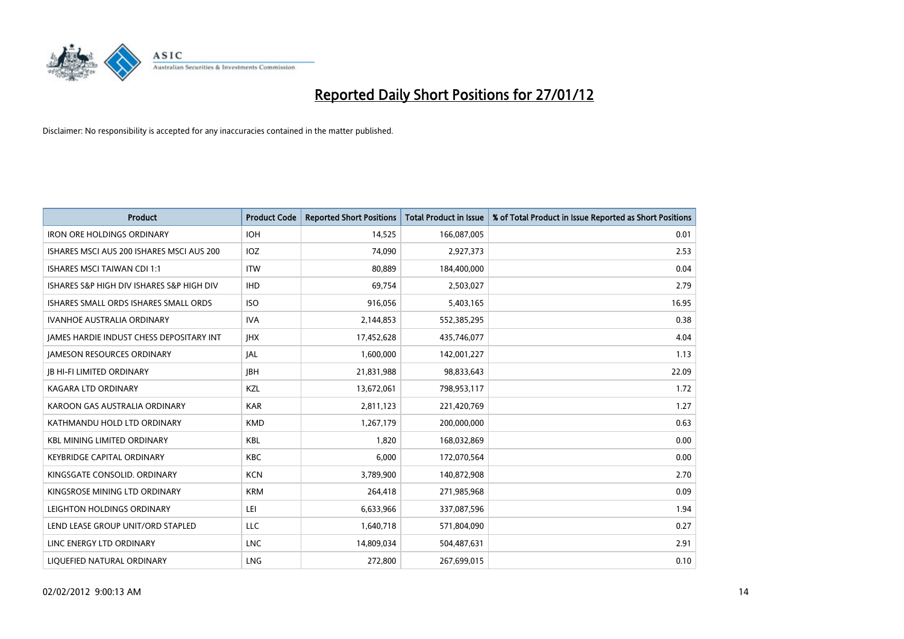# Reported Daily Short Positions for 27/01/12

Disclaimer: No responsibility is accepted for any inaccuracies contained in the matter published.

| Product | Product Code | Reported Short Positions | Total Product in Issue | % of Total Product in Issue Reported as Short Positions |
|---|---|---|---|---|
| IRON ORE HOLDINGS ORDINARY | IOH | 14,525 | 166,087,005 | 0.01 |
| ISHARES MSCI AUS 200 ISHARES MSCI AUS 200 | IOZ | 74,090 | 2,927,373 | 2.53 |
| ISHARES MSCI TAIWAN CDI 1:1 | ITW | 80,889 | 184,400,000 | 0.04 |
| ISHARES S&P HIGH DIV ISHARES S&P HIGH DIV | IHD | 69,754 | 2,503,027 | 2.79 |
| ISHARES SMALL ORDS ISHARES SMALL ORDS | ISO | 916,056 | 5,403,165 | 16.95 |
| IVANHOE AUSTRALIA ORDINARY | IVA | 2,144,853 | 552,385,295 | 0.38 |
| JAMES HARDIE INDUST CHESS DEPOSITARY INT | JHX | 17,452,628 | 435,746,077 | 4.04 |
| JAMESON RESOURCES ORDINARY | JAL | 1,600,000 | 142,001,227 | 1.13 |
| JB HI-FI LIMITED ORDINARY | JBH | 21,831,988 | 98,833,643 | 22.09 |
| KAGARA LTD ORDINARY | KZL | 13,672,061 | 798,953,117 | 1.72 |
| KAROON GAS AUSTRALIA ORDINARY | KAR | 2,811,123 | 221,420,769 | 1.27 |
| KATHMANDU HOLD LTD ORDINARY | KMD | 1,267,179 | 200,000,000 | 0.63 |
| KBL MINING LIMITED ORDINARY | KBL | 1,820 | 168,032,869 | 0.00 |
| KEYBRIDGE CAPITAL ORDINARY | KBC | 6,000 | 172,070,564 | 0.00 |
| KINGSGATE CONSOLID. ORDINARY | KCN | 3,789,900 | 140,872,908 | 2.70 |
| KINGSROSE MINING LTD ORDINARY | KRM | 264,418 | 271,985,968 | 0.09 |
| LEIGHTON HOLDINGS ORDINARY | LEI | 6,633,966 | 337,087,596 | 1.94 |
| LEND LEASE GROUP UNIT/ORD STAPLED | LLC | 1,640,718 | 571,804,090 | 0.27 |
| LINC ENERGY LTD ORDINARY | LNC | 14,809,034 | 504,487,631 | 2.91 |
| LIQUEFIED NATURAL ORDINARY | LNG | 272,800 | 267,699,015 | 0.10 |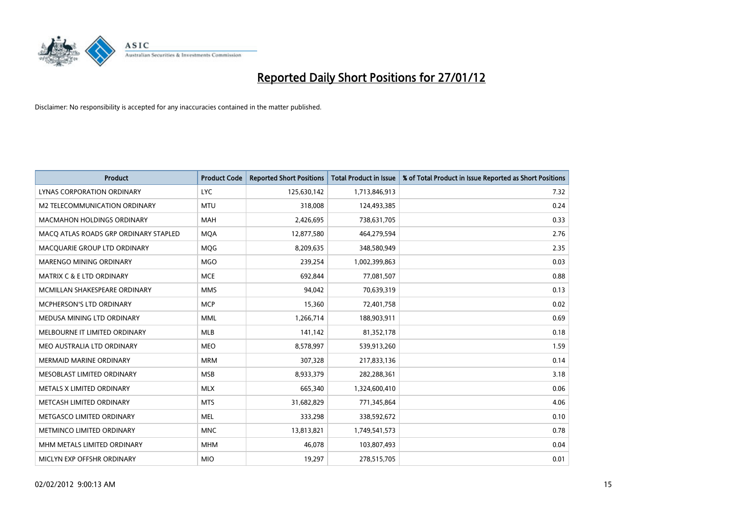# Reported Daily Short Positions for 27/01/12

Disclaimer: No responsibility is accepted for any inaccuracies contained in the matter published.

| Product | Product Code | Reported Short Positions | Total Product in Issue | % of Total Product in Issue Reported as Short Positions |
|---|---|---|---|---|
| LYNAS CORPORATION ORDINARY | LYC | 125,630,142 | 1,713,846,913 | 7.32 |
| M2 TELECOMMUNICATION ORDINARY | MTU | 318,008 | 124,493,385 | 0.24 |
| MACMAHON HOLDINGS ORDINARY | MAH | 2,426,695 | 738,631,705 | 0.33 |
| MACQ ATLAS ROADS GRP ORDINARY STAPLED | MQA | 12,877,580 | 464,279,594 | 2.76 |
| MACQUARIE GROUP LTD ORDINARY | MQG | 8,209,635 | 348,580,949 | 2.35 |
| MARENGO MINING ORDINARY | MGO | 239,254 | 1,002,399,863 | 0.03 |
| MATRIX C & E LTD ORDINARY | MCE | 692,844 | 77,081,507 | 0.88 |
| MCMILLAN SHAKESPEARE ORDINARY | MMS | 94,042 | 70,639,319 | 0.13 |
| MCPHERSON'S LTD ORDINARY | MCP | 15,360 | 72,401,758 | 0.02 |
| MEDUSA MINING LTD ORDINARY | MML | 1,266,714 | 188,903,911 | 0.69 |
| MELBOURNE IT LIMITED ORDINARY | MLB | 141,142 | 81,352,178 | 0.18 |
| MEO AUSTRALIA LTD ORDINARY | MEO | 8,578,997 | 539,913,260 | 1.59 |
| MERMAID MARINE ORDINARY | MRM | 307,328 | 217,833,136 | 0.14 |
| MESOBLAST LIMITED ORDINARY | MSB | 8,933,379 | 282,288,361 | 3.18 |
| METALS X LIMITED ORDINARY | MLX | 665,340 | 1,324,600,410 | 0.06 |
| METCASH LIMITED ORDINARY | MTS | 31,682,829 | 771,345,864 | 4.06 |
| METGASCO LIMITED ORDINARY | MEL | 333,298 | 338,592,672 | 0.10 |
| METMINCO LIMITED ORDINARY | MNC | 13,813,821 | 1,749,541,573 | 0.78 |
| MHM METALS LIMITED ORDINARY | MHM | 46,078 | 103,807,493 | 0.04 |
| MICLYN EXP OFFSHR ORDINARY | MIO | 19,297 | 278,515,705 | 0.01 |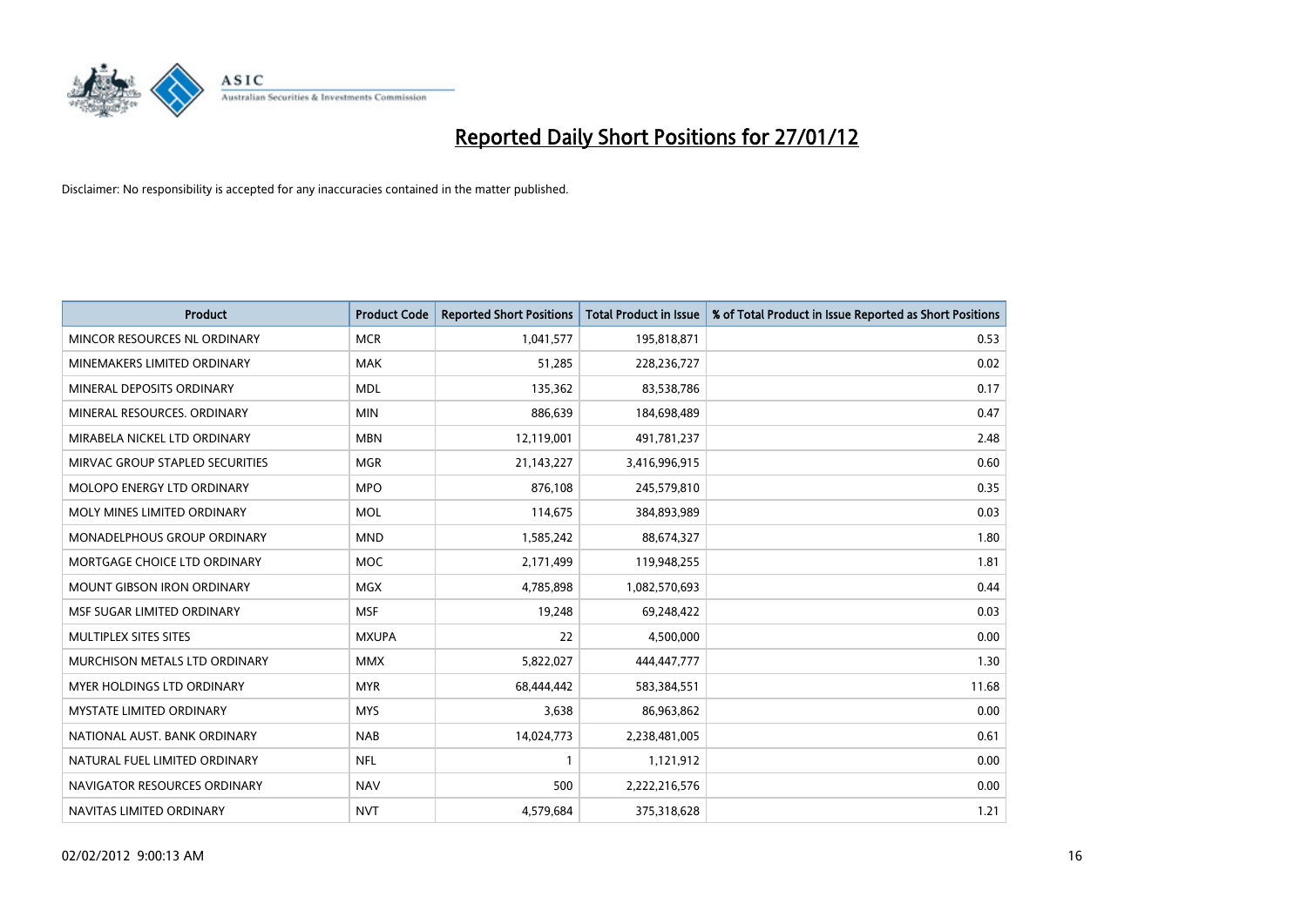# Reported Daily Short Positions for 27/01/12

Disclaimer: No responsibility is accepted for any inaccuracies contained in the matter published.

| Product | Product Code | Reported Short Positions | Total Product in Issue | % of Total Product in Issue Reported as Short Positions |
|---|---|---|---|---|
| MINCOR RESOURCES NL ORDINARY | MCR | 1,041,577 | 195,818,871 | 0.53 |
| MINEMAKERS LIMITED ORDINARY | MAK | 51,285 | 228,236,727 | 0.02 |
| MINERAL DEPOSITS ORDINARY | MDL | 135,362 | 83,538,786 | 0.17 |
| MINERAL RESOURCES. ORDINARY | MIN | 886,639 | 184,698,489 | 0.47 |
| MIRABELA NICKEL LTD ORDINARY | MBN | 12,119,001 | 491,781,237 | 2.48 |
| MIRVAC GROUP STAPLED SECURITIES | MGR | 21,143,227 | 3,416,996,915 | 0.60 |
| MOLOPO ENERGY LTD ORDINARY | MPO | 876,108 | 245,579,810 | 0.35 |
| MOLY MINES LIMITED ORDINARY | MOL | 114,675 | 384,893,989 | 0.03 |
| MONADELPHOUS GROUP ORDINARY | MND | 1,585,242 | 88,674,327 | 1.80 |
| MORTGAGE CHOICE LTD ORDINARY | MOC | 2,171,499 | 119,948,255 | 1.81 |
| MOUNT GIBSON IRON ORDINARY | MGX | 4,785,898 | 1,082,570,693 | 0.44 |
| MSF SUGAR LIMITED ORDINARY | MSF | 19,248 | 69,248,422 | 0.03 |
| MULTIPLEX SITES SITES | MXUPA | 22 | 4,500,000 | 0.00 |
| MURCHISON METALS LTD ORDINARY | MMX | 5,822,027 | 444,447,777 | 1.30 |
| MYER HOLDINGS LTD ORDINARY | MYR | 68,444,442 | 583,384,551 | 11.68 |
| MYSTATE LIMITED ORDINARY | MYS | 3,638 | 86,963,862 | 0.00 |
| NATIONAL AUST. BANK ORDINARY | NAB | 14,024,773 | 2,238,481,005 | 0.61 |
| NATURAL FUEL LIMITED ORDINARY | NFL | 1 | 1,121,912 | 0.00 |
| NAVIGATOR RESOURCES ORDINARY | NAV | 500 | 2,222,216,576 | 0.00 |
| NAVITAS LIMITED ORDINARY | NVT | 4,579,684 | 375,318,628 | 1.21 |

02/02/2012 9:00:13 AM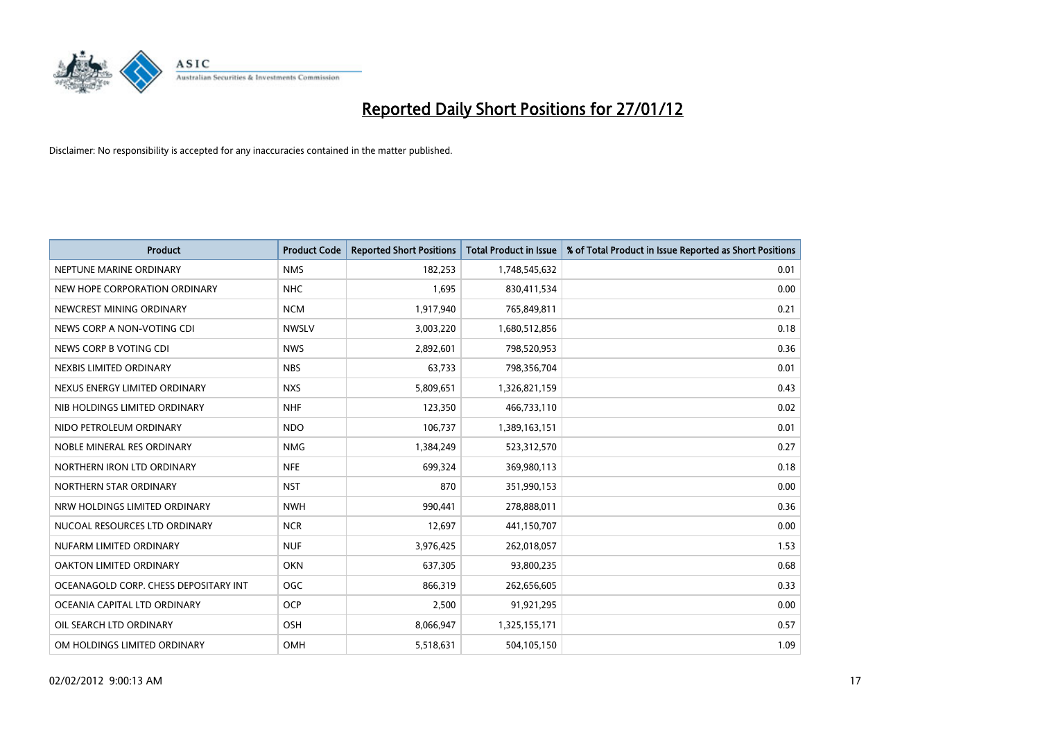# Reported Daily Short Positions for 27/01/12

Disclaimer: No responsibility is accepted for any inaccuracies contained in the matter published.

| Product | Product Code | Reported Short Positions | Total Product in Issue | % of Total Product in Issue Reported as Short Positions |
|---|---|---|---|---|
| NEPTUNE MARINE ORDINARY | NMS | 182,253 | 1,748,545,632 | 0.01 |
| NEW HOPE CORPORATION ORDINARY | NHC | 1,695 | 830,411,534 | 0.00 |
| NEWCREST MINING ORDINARY | NCM | 1,917,940 | 765,849,811 | 0.21 |
| NEWS CORP A NON-VOTING CDI | NWSLV | 3,003,220 | 1,680,512,856 | 0.18 |
| NEWS CORP B VOTING CDI | NWS | 2,892,601 | 798,520,953 | 0.36 |
| NEXBIS LIMITED ORDINARY | NBS | 63,733 | 798,356,704 | 0.01 |
| NEXUS ENERGY LIMITED ORDINARY | NXS | 5,809,651 | 1,326,821,159 | 0.43 |
| NIB HOLDINGS LIMITED ORDINARY | NHF | 123,350 | 466,733,110 | 0.02 |
| NIDO PETROLEUM ORDINARY | NDO | 106,737 | 1,389,163,151 | 0.01 |
| NOBLE MINERAL RES ORDINARY | NMG | 1,384,249 | 523,312,570 | 0.27 |
| NORTHERN IRON LTD ORDINARY | NFE | 699,324 | 369,980,113 | 0.18 |
| NORTHERN STAR ORDINARY | NST | 870 | 351,990,153 | 0.00 |
| NRW HOLDINGS LIMITED ORDINARY | NWH | 990,441 | 278,888,011 | 0.36 |
| NUCOAL RESOURCES LTD ORDINARY | NCR | 12,697 | 441,150,707 | 0.00 |
| NUFARM LIMITED ORDINARY | NUF | 3,976,425 | 262,018,057 | 1.53 |
| OAKTON LIMITED ORDINARY | OKN | 637,305 | 93,800,235 | 0.68 |
| OCEANAGOLD CORP. CHESS DEPOSITARY INT | OGC | 866,319 | 262,656,605 | 0.33 |
| OCEANIA CAPITAL LTD ORDINARY | OCP | 2,500 | 91,921,295 | 0.00 |
| OIL SEARCH LTD ORDINARY | OSH | 8,066,947 | 1,325,155,171 | 0.57 |
| OM HOLDINGS LIMITED ORDINARY | OMH | 5,518,631 | 504,105,150 | 1.09 |

02/02/2012 9:00:13 AM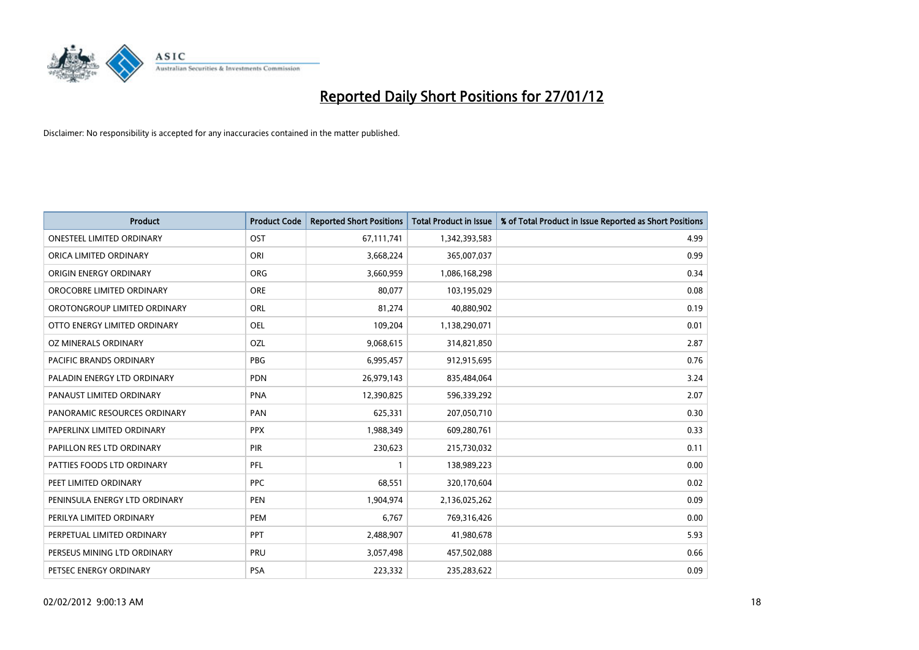# Reported Daily Short Positions for 27/01/12

Disclaimer: No responsibility is accepted for any inaccuracies contained in the matter published.

| Product | Product Code | Reported Short Positions | Total Product in Issue | % of Total Product in Issue Reported as Short Positions |
|---|---|---|---|---|
| ONESTEEL LIMITED ORDINARY | OST | 67,111,741 | 1,342,393,583 | 4.99 |
| ORICA LIMITED ORDINARY | ORI | 3,668,224 | 365,007,037 | 0.99 |
| ORIGIN ENERGY ORDINARY | ORG | 3,660,959 | 1,086,168,298 | 0.34 |
| OROCOBRE LIMITED ORDINARY | ORE | 80,077 | 103,195,029 | 0.08 |
| OROTONGROUP LIMITED ORDINARY | ORL | 81,274 | 40,880,902 | 0.19 |
| OTTO ENERGY LIMITED ORDINARY | OEL | 109,204 | 1,138,290,071 | 0.01 |
| OZ MINERALS ORDINARY | OZL | 9,068,615 | 314,821,850 | 2.87 |
| PACIFIC BRANDS ORDINARY | PBG | 6,995,457 | 912,915,695 | 0.76 |
| PALADIN ENERGY LTD ORDINARY | PDN | 26,979,143 | 835,484,064 | 3.24 |
| PANAUST LIMITED ORDINARY | PNA | 12,390,825 | 596,339,292 | 2.07 |
| PANORAMIC RESOURCES ORDINARY | PAN | 625,331 | 207,050,710 | 0.30 |
| PAPERLINX LIMITED ORDINARY | PPX | 1,988,349 | 609,280,761 | 0.33 |
| PAPILLON RES LTD ORDINARY | PIR | 230,623 | 215,730,032 | 0.11 |
| PATTIES FOODS LTD ORDINARY | PFL | 1 | 138,989,223 | 0.00 |
| PEET LIMITED ORDINARY | PPC | 68,551 | 320,170,604 | 0.02 |
| PENINSULA ENERGY LTD ORDINARY | PEN | 1,904,974 | 2,136,025,262 | 0.09 |
| PERILYA LIMITED ORDINARY | PEM | 6,767 | 769,316,426 | 0.00 |
| PERPETUAL LIMITED ORDINARY | PPT | 2,488,907 | 41,980,678 | 5.93 |
| PERSEUS MINING LTD ORDINARY | PRU | 3,057,498 | 457,502,088 | 0.66 |
| PETSEC ENERGY ORDINARY | PSA | 223,332 | 235,283,622 | 0.09 |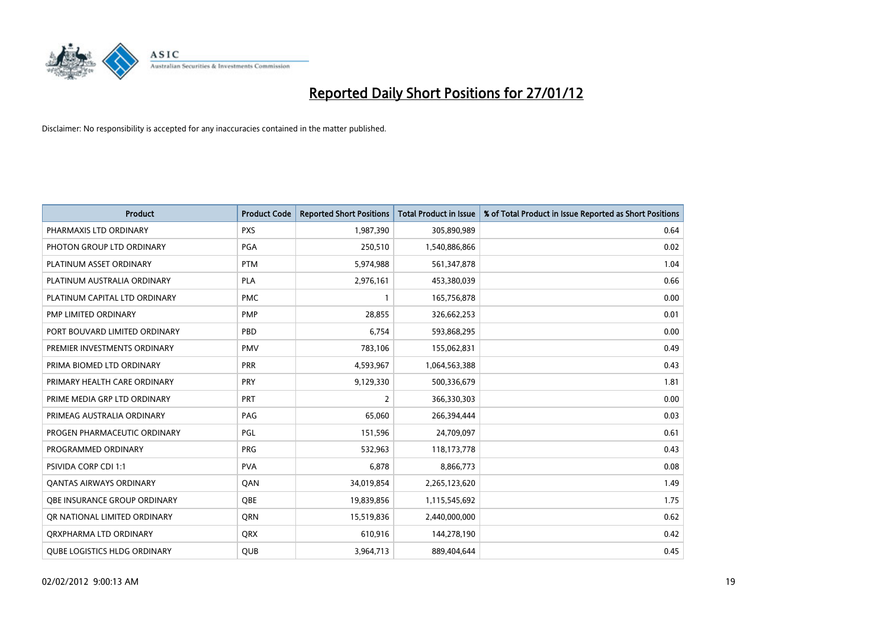# Reported Daily Short Positions for 27/01/12

Disclaimer: No responsibility is accepted for any inaccuracies contained in the matter published.

| Product | Product Code | Reported Short Positions | Total Product in Issue | % of Total Product in Issue Reported as Short Positions |
|---|---|---|---|---|
| PHARMAXIS LTD ORDINARY | PXS | 1,987,390 | 305,890,989 | 0.64 |
| PHOTON GROUP LTD ORDINARY | PGA | 250,510 | 1,540,886,866 | 0.02 |
| PLATINUM ASSET ORDINARY | PTM | 5,974,988 | 561,347,878 | 1.04 |
| PLATINUM AUSTRALIA ORDINARY | PLA | 2,976,161 | 453,380,039 | 0.66 |
| PLATINUM CAPITAL LTD ORDINARY | PMC | 1 | 165,756,878 | 0.00 |
| PMP LIMITED ORDINARY | PMP | 28,855 | 326,662,253 | 0.01 |
| PORT BOUVARD LIMITED ORDINARY | PBD | 6,754 | 593,868,295 | 0.00 |
| PREMIER INVESTMENTS ORDINARY | PMV | 783,106 | 155,062,831 | 0.49 |
| PRIMA BIOMED LTD ORDINARY | PRR | 4,593,967 | 1,064,563,388 | 0.43 |
| PRIMARY HEALTH CARE ORDINARY | PRY | 9,129,330 | 500,336,679 | 1.81 |
| PRIME MEDIA GRP LTD ORDINARY | PRT | 2 | 366,330,303 | 0.00 |
| PRIMEAG AUSTRALIA ORDINARY | PAG | 65,060 | 266,394,444 | 0.03 |
| PROGEN PHARMACEUTIC ORDINARY | PGL | 151,596 | 24,709,097 | 0.61 |
| PROGRAMMED ORDINARY | PRG | 532,963 | 118,173,778 | 0.43 |
| PSIVIDA CORP CDI 1:1 | PVA | 6,878 | 8,866,773 | 0.08 |
| QANTAS AIRWAYS ORDINARY | QAN | 34,019,854 | 2,265,123,620 | 1.49 |
| QBE INSURANCE GROUP ORDINARY | QBE | 19,839,856 | 1,115,545,692 | 1.75 |
| QR NATIONAL LIMITED ORDINARY | QRN | 15,519,836 | 2,440,000,000 | 0.62 |
| QRXPHARMA LTD ORDINARY | QRX | 610,916 | 144,278,190 | 0.42 |
| QUBE LOGISTICS HLDG ORDINARY | QUB | 3,964,713 | 889,404,644 | 0.45 |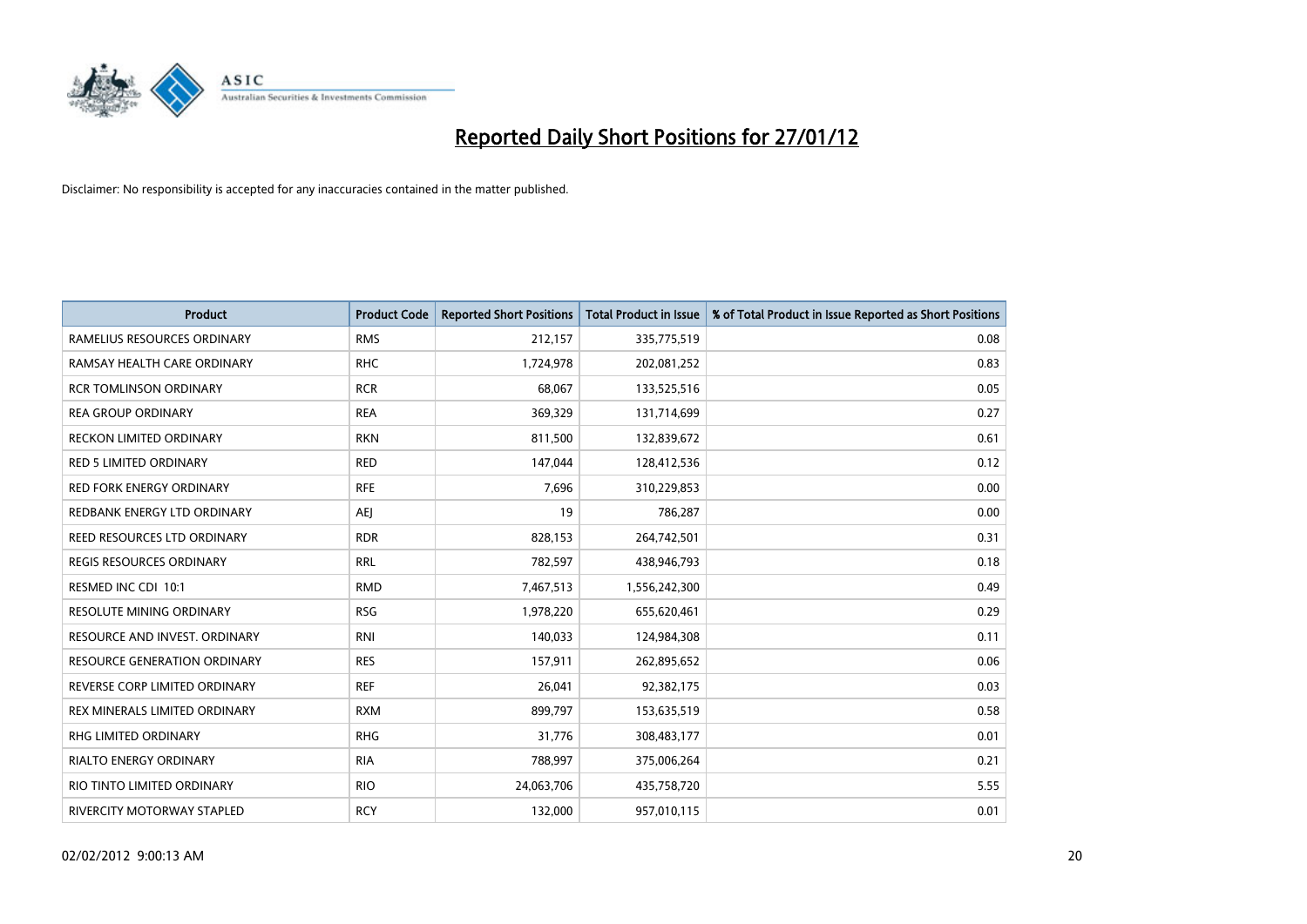# Reported Daily Short Positions for 27/01/12

Disclaimer: No responsibility is accepted for any inaccuracies contained in the matter published.

| Product | Product Code | Reported Short Positions | Total Product in Issue | % of Total Product in Issue Reported as Short Positions |
|---|---|---|---|---|
| RAMELIUS RESOURCES ORDINARY | RMS | 212,157 | 335,775,519 | 0.08 |
| RAMSAY HEALTH CARE ORDINARY | RHC | 1,724,978 | 202,081,252 | 0.83 |
| RCR TOMLINSON ORDINARY | RCR | 68,067 | 133,525,516 | 0.05 |
| REA GROUP ORDINARY | REA | 369,329 | 131,714,699 | 0.27 |
| RECKON LIMITED ORDINARY | RKN | 811,500 | 132,839,672 | 0.61 |
| RED 5 LIMITED ORDINARY | RED | 147,044 | 128,412,536 | 0.12 |
| RED FORK ENERGY ORDINARY | RFE | 7,696 | 310,229,853 | 0.00 |
| REDBANK ENERGY LTD ORDINARY | AEJ | 19 | 786,287 | 0.00 |
| REED RESOURCES LTD ORDINARY | RDR | 828,153 | 264,742,501 | 0.31 |
| REGIS RESOURCES ORDINARY | RRL | 782,597 | 438,946,793 | 0.18 |
| RESMED INC CDI 10:1 | RMD | 7,467,513 | 1,556,242,300 | 0.49 |
| RESOLUTE MINING ORDINARY | RSG | 1,978,220 | 655,620,461 | 0.29 |
| RESOURCE AND INVEST. ORDINARY | RNI | 140,033 | 124,984,308 | 0.11 |
| RESOURCE GENERATION ORDINARY | RES | 157,911 | 262,895,652 | 0.06 |
| REVERSE CORP LIMITED ORDINARY | REF | 26,041 | 92,382,175 | 0.03 |
| REX MINERALS LIMITED ORDINARY | RXM | 899,797 | 153,635,519 | 0.58 |
| RHG LIMITED ORDINARY | RHG | 31,776 | 308,483,177 | 0.01 |
| RIALTO ENERGY ORDINARY | RIA | 788,997 | 375,006,264 | 0.21 |
| RIO TINTO LIMITED ORDINARY | RIO | 24,063,706 | 435,758,720 | 5.55 |
| RIVERCITY MOTORWAY STAPLED | RCY | 132,000 | 957,010,115 | 0.01 |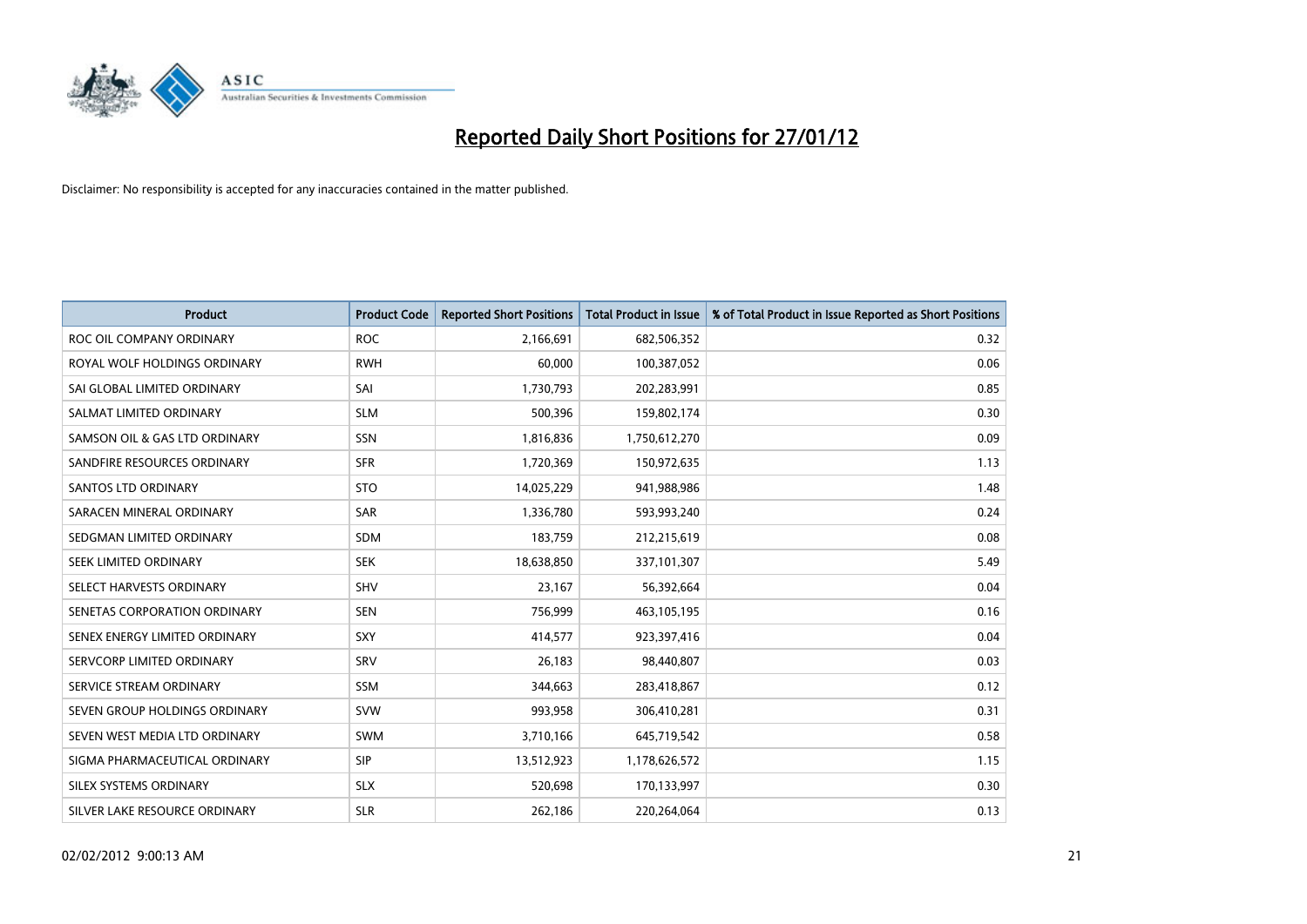# Reported Daily Short Positions for 27/01/12

Disclaimer: No responsibility is accepted for any inaccuracies contained in the matter published.

| Product | Product Code | Reported Short Positions | Total Product in Issue | % of Total Product in Issue Reported as Short Positions |
|---|---|---|---|---|
| ROC OIL COMPANY ORDINARY | ROC | 2,166,691 | 682,506,352 | 0.32 |
| ROYAL WOLF HOLDINGS ORDINARY | RWH | 60,000 | 100,387,052 | 0.06 |
| SAI GLOBAL LIMITED ORDINARY | SAI | 1,730,793 | 202,283,991 | 0.85 |
| SALMAT LIMITED ORDINARY | SLM | 500,396 | 159,802,174 | 0.30 |
| SAMSON OIL & GAS LTD ORDINARY | SSN | 1,816,836 | 1,750,612,270 | 0.09 |
| SANDFIRE RESOURCES ORDINARY | SFR | 1,720,369 | 150,972,635 | 1.13 |
| SANTOS LTD ORDINARY | STO | 14,025,229 | 941,988,986 | 1.48 |
| SARACEN MINERAL ORDINARY | SAR | 1,336,780 | 593,993,240 | 0.24 |
| SEDGMAN LIMITED ORDINARY | SDM | 183,759 | 212,215,619 | 0.08 |
| SEEK LIMITED ORDINARY | SEK | 18,638,850 | 337,101,307 | 5.49 |
| SELECT HARVESTS ORDINARY | SHV | 23,167 | 56,392,664 | 0.04 |
| SENETAS CORPORATION ORDINARY | SEN | 756,999 | 463,105,195 | 0.16 |
| SENEX ENERGY LIMITED ORDINARY | SXY | 414,577 | 923,397,416 | 0.04 |
| SERVCORP LIMITED ORDINARY | SRV | 26,183 | 98,440,807 | 0.03 |
| SERVICE STREAM ORDINARY | SSM | 344,663 | 283,418,867 | 0.12 |
| SEVEN GROUP HOLDINGS ORDINARY | SVW | 993,958 | 306,410,281 | 0.31 |
| SEVEN WEST MEDIA LTD ORDINARY | SWM | 3,710,166 | 645,719,542 | 0.58 |
| SIGMA PHARMACEUTICAL ORDINARY | SIP | 13,512,923 | 1,178,626,572 | 1.15 |
| SILEX SYSTEMS ORDINARY | SLX | 520,698 | 170,133,997 | 0.30 |
| SILVER LAKE RESOURCE ORDINARY | SLR | 262,186 | 220,264,064 | 0.13 |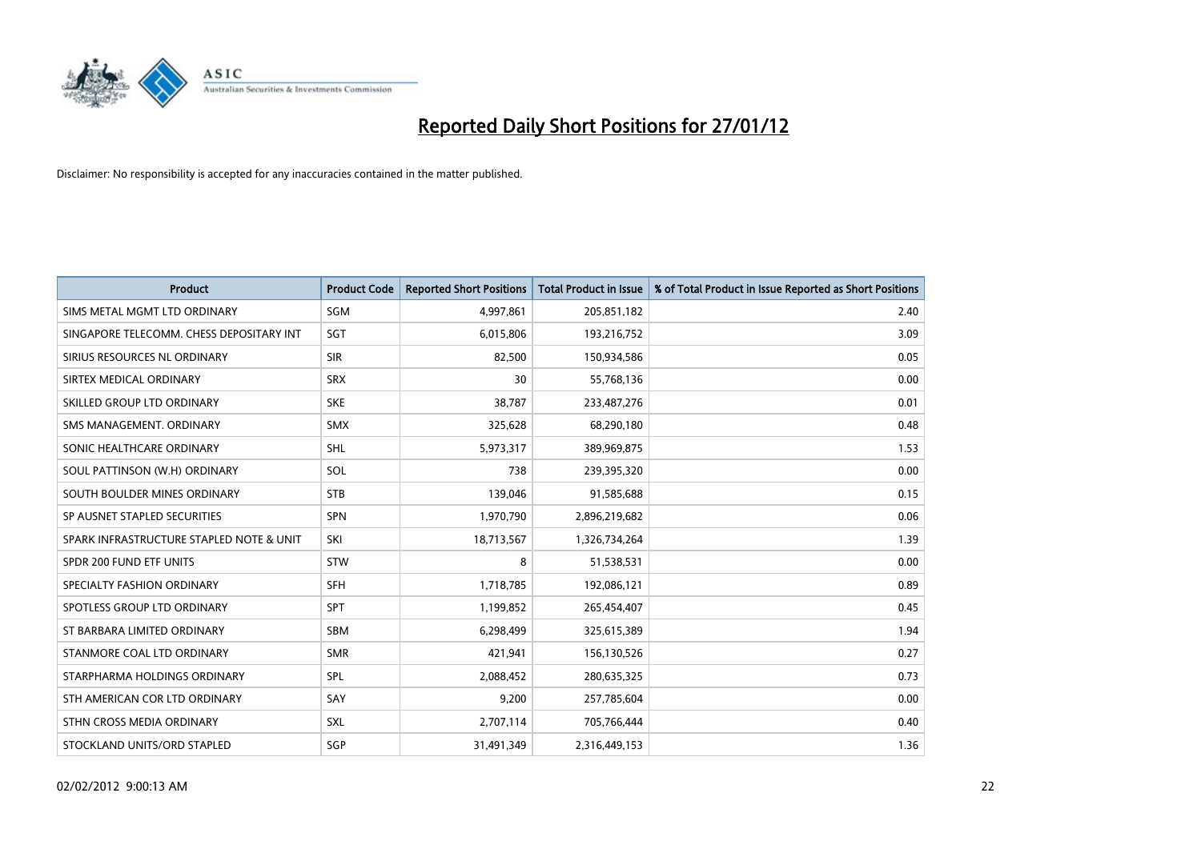# Reported Daily Short Positions for 27/01/12

Disclaimer: No responsibility is accepted for any inaccuracies contained in the matter published.

| Product | Product Code | Reported Short Positions | Total Product in Issue | % of Total Product in Issue Reported as Short Positions |
|---|---|---|---|---|
| SIMS METAL MGMT LTD ORDINARY | SGM | 4,997,861 | 205,851,182 | 2.40 |
| SINGAPORE TELECOMM. CHESS DEPOSITARY INT | SGT | 6,015,806 | 193,216,752 | 3.09 |
| SIRIUS RESOURCES NL ORDINARY | SIR | 82,500 | 150,934,586 | 0.05 |
| SIRTEX MEDICAL ORDINARY | SRX | 30 | 55,768,136 | 0.00 |
| SKILLED GROUP LTD ORDINARY | SKE | 38,787 | 233,487,276 | 0.01 |
| SMS MANAGEMENT. ORDINARY | SMX | 325,628 | 68,290,180 | 0.48 |
| SONIC HEALTHCARE ORDINARY | SHL | 5,973,317 | 389,969,875 | 1.53 |
| SOUL PATTINSON (W.H) ORDINARY | SOL | 738 | 239,395,320 | 0.00 |
| SOUTH BOULDER MINES ORDINARY | STB | 139,046 | 91,585,688 | 0.15 |
| SP AUSNET STAPLED SECURITIES | SPN | 1,970,790 | 2,896,219,682 | 0.06 |
| SPARK INFRASTRUCTURE STAPLED NOTE & UNIT | SKI | 18,713,567 | 1,326,734,264 | 1.39 |
| SPDR 200 FUND ETF UNITS | STW | 8 | 51,538,531 | 0.00 |
| SPECIALTY FASHION ORDINARY | SFH | 1,718,785 | 192,086,121 | 0.89 |
| SPOTLESS GROUP LTD ORDINARY | SPT | 1,199,852 | 265,454,407 | 0.45 |
| ST BARBARA LIMITED ORDINARY | SBM | 6,298,499 | 325,615,389 | 1.94 |
| STANMORE COAL LTD ORDINARY | SMR | 421,941 | 156,130,526 | 0.27 |
| STARPHARMA HOLDINGS ORDINARY | SPL | 2,088,452 | 280,635,325 | 0.73 |
| STH AMERICAN COR LTD ORDINARY | SAY | 9,200 | 257,785,604 | 0.00 |
| STHN CROSS MEDIA ORDINARY | SXL | 2,707,114 | 705,766,444 | 0.40 |
| STOCKLAND UNITS/ORD STAPLED | SGP | 31,491,349 | 2,316,449,153 | 1.36 |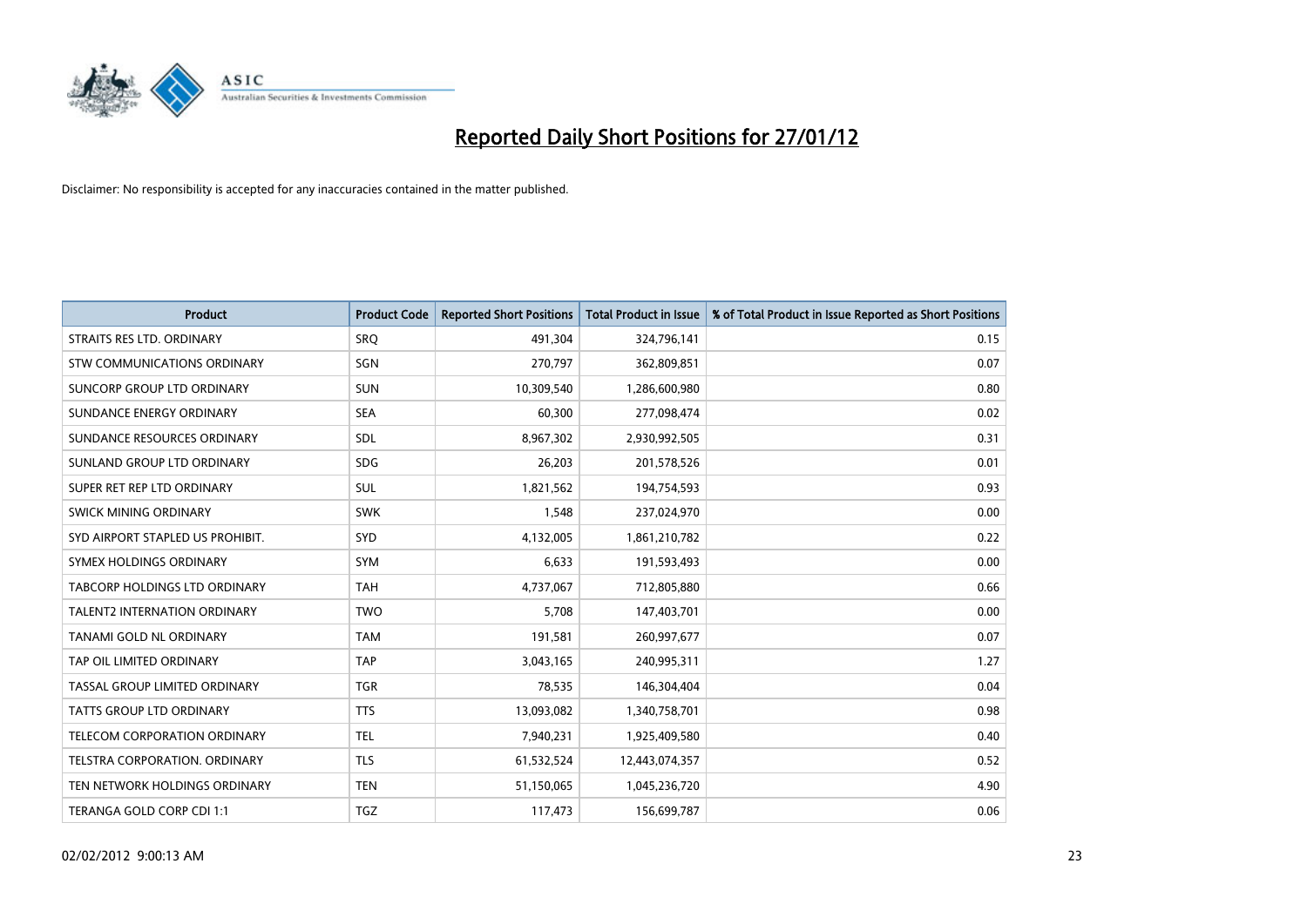# Reported Daily Short Positions for 27/01/12

Disclaimer: No responsibility is accepted for any inaccuracies contained in the matter published.

| Product | Product Code | Reported Short Positions | Total Product in Issue | % of Total Product in Issue Reported as Short Positions |
|---|---|---|---|---|
| STRAITS RES LTD. ORDINARY | SRQ | 491,304 | 324,796,141 | 0.15 |
| STW COMMUNICATIONS ORDINARY | SGN | 270,797 | 362,809,851 | 0.07 |
| SUNCORP GROUP LTD ORDINARY | SUN | 10,309,540 | 1,286,600,980 | 0.80 |
| SUNDANCE ENERGY ORDINARY | SEA | 60,300 | 277,098,474 | 0.02 |
| SUNDANCE RESOURCES ORDINARY | SDL | 8,967,302 | 2,930,992,505 | 0.31 |
| SUNLAND GROUP LTD ORDINARY | SDG | 26,203 | 201,578,526 | 0.01 |
| SUPER RET REP LTD ORDINARY | SUL | 1,821,562 | 194,754,593 | 0.93 |
| SWICK MINING ORDINARY | SWK | 1,548 | 237,024,970 | 0.00 |
| SYD AIRPORT STAPLED US PROHIBIT. | SYD | 4,132,005 | 1,861,210,782 | 0.22 |
| SYMEX HOLDINGS ORDINARY | SYM | 6,633 | 191,593,493 | 0.00 |
| TABCORP HOLDINGS LTD ORDINARY | TAH | 4,737,067 | 712,805,880 | 0.66 |
| TALENT2 INTERNATION ORDINARY | TWO | 5,708 | 147,403,701 | 0.00 |
| TANAMI GOLD NL ORDINARY | TAM | 191,581 | 260,997,677 | 0.07 |
| TAP OIL LIMITED ORDINARY | TAP | 3,043,165 | 240,995,311 | 1.27 |
| TASSAL GROUP LIMITED ORDINARY | TGR | 78,535 | 146,304,404 | 0.04 |
| TATTS GROUP LTD ORDINARY | TTS | 13,093,082 | 1,340,758,701 | 0.98 |
| TELECOM CORPORATION ORDINARY | TEL | 7,940,231 | 1,925,409,580 | 0.40 |
| TELSTRA CORPORATION. ORDINARY | TLS | 61,532,524 | 12,443,074,357 | 0.52 |
| TEN NETWORK HOLDINGS ORDINARY | TEN | 51,150,065 | 1,045,236,720 | 4.90 |
| TERANGA GOLD CORP CDI 1:1 | TGZ | 117,473 | 156,699,787 | 0.06 |

02/02/2012 9:00:13 AM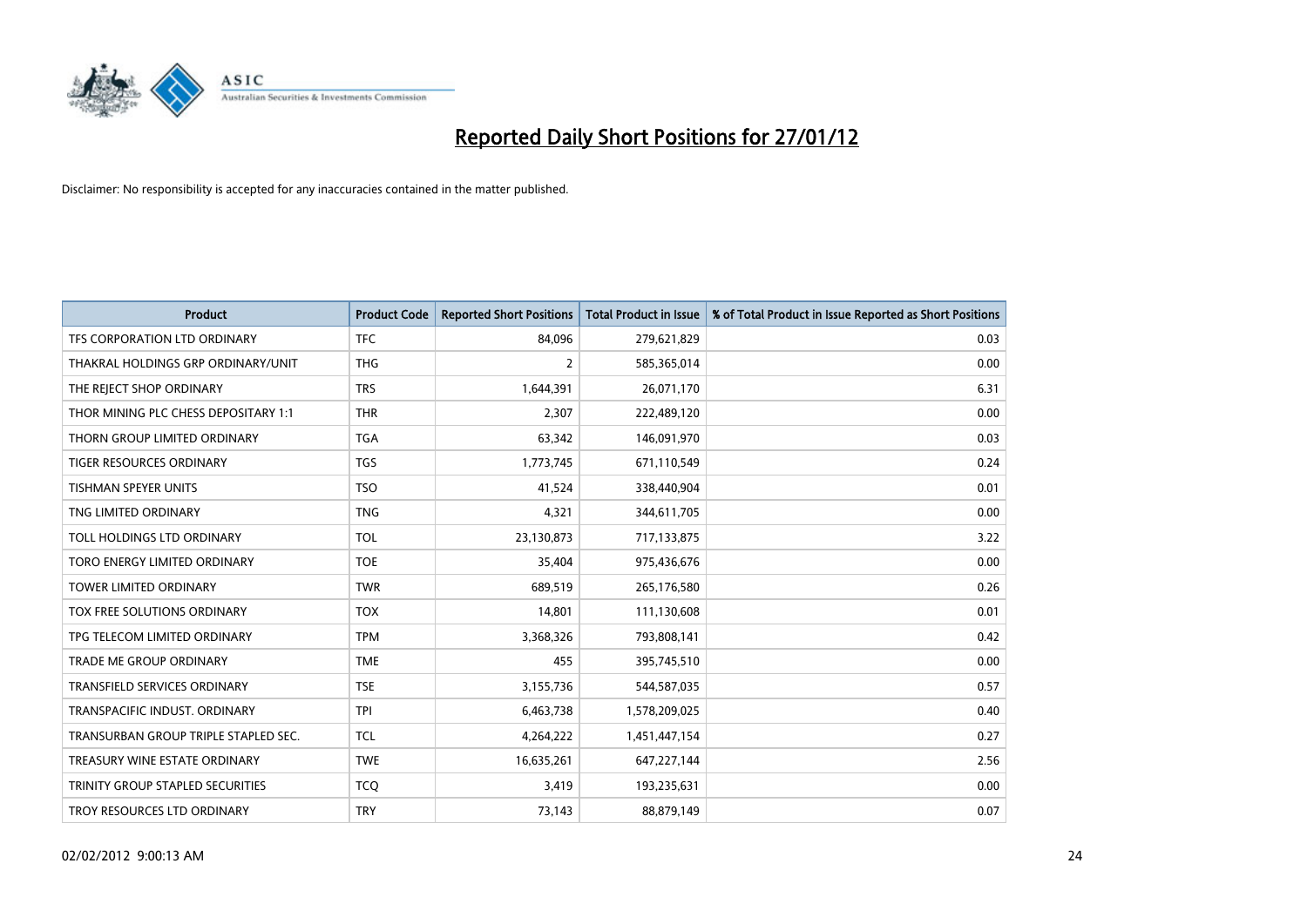# Reported Daily Short Positions for 27/01/12

Disclaimer: No responsibility is accepted for any inaccuracies contained in the matter published.

| Product | Product Code | Reported Short Positions | Total Product in Issue | % of Total Product in Issue Reported as Short Positions |
|---|---|---|---|---|
| TFS CORPORATION LTD ORDINARY | TFC | 84,096 | 279,621,829 | 0.03 |
| THAKRAL HOLDINGS GRP ORDINARY/UNIT | THG | 2 | 585,365,014 | 0.00 |
| THE REJECT SHOP ORDINARY | TRS | 1,644,391 | 26,071,170 | 6.31 |
| THOR MINING PLC CHESS DEPOSITARY 1:1 | THR | 2,307 | 222,489,120 | 0.00 |
| THORN GROUP LIMITED ORDINARY | TGA | 63,342 | 146,091,970 | 0.03 |
| TIGER RESOURCES ORDINARY | TGS | 1,773,745 | 671,110,549 | 0.24 |
| TISHMAN SPEYER UNITS | TSO | 41,524 | 338,440,904 | 0.01 |
| TNG LIMITED ORDINARY | TNG | 4,321 | 344,611,705 | 0.00 |
| TOLL HOLDINGS LTD ORDINARY | TOL | 23,130,873 | 717,133,875 | 3.22 |
| TORO ENERGY LIMITED ORDINARY | TOE | 35,404 | 975,436,676 | 0.00 |
| TOWER LIMITED ORDINARY | TWR | 689,519 | 265,176,580 | 0.26 |
| TOX FREE SOLUTIONS ORDINARY | TOX | 14,801 | 111,130,608 | 0.01 |
| TPG TELECOM LIMITED ORDINARY | TPM | 3,368,326 | 793,808,141 | 0.42 |
| TRADE ME GROUP ORDINARY | TME | 455 | 395,745,510 | 0.00 |
| TRANSFIELD SERVICES ORDINARY | TSE | 3,155,736 | 544,587,035 | 0.57 |
| TRANSPACIFIC INDUST. ORDINARY | TPI | 6,463,738 | 1,578,209,025 | 0.40 |
| TRANSURBAN GROUP TRIPLE STAPLED SEC. | TCL | 4,264,222 | 1,451,447,154 | 0.27 |
| TREASURY WINE ESTATE ORDINARY | TWE | 16,635,261 | 647,227,144 | 2.56 |
| TRINITY GROUP STAPLED SECURITIES | TCQ | 3,419 | 193,235,631 | 0.00 |
| TROY RESOURCES LTD ORDINARY | TRY | 73,143 | 88,879,149 | 0.07 |

02/02/2012 9:00:13 AM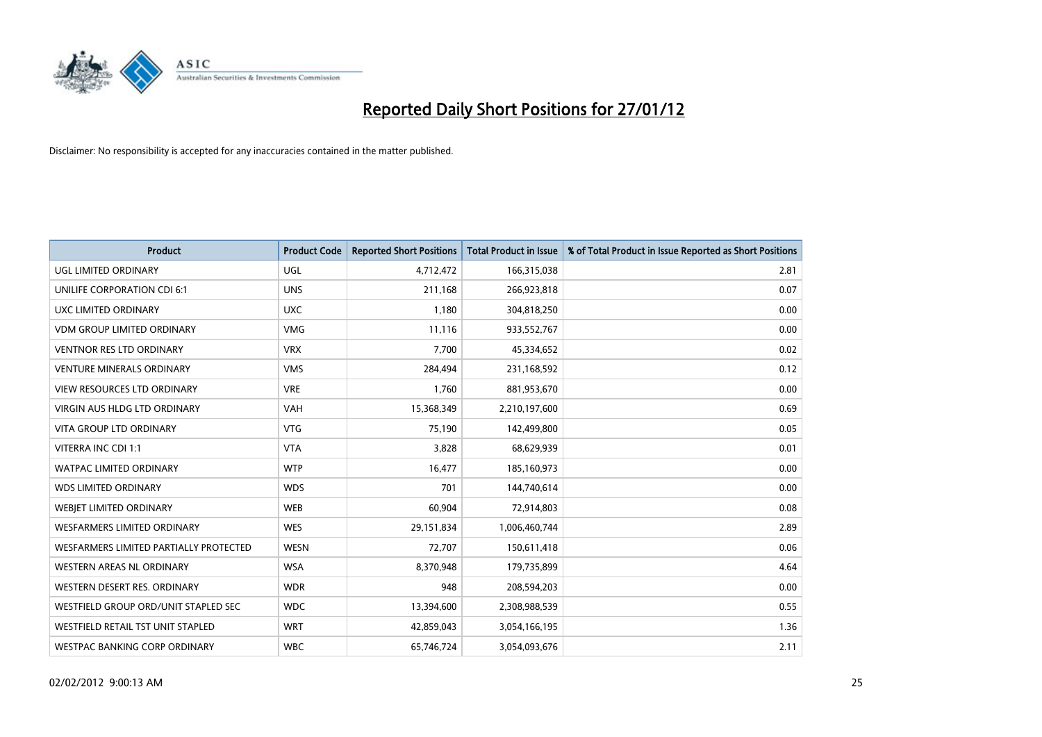# Reported Daily Short Positions for 27/01/12

Disclaimer: No responsibility is accepted for any inaccuracies contained in the matter published.

| Product | Product Code | Reported Short Positions | Total Product in Issue | % of Total Product in Issue Reported as Short Positions |
|---|---|---|---|---|
| UGL LIMITED ORDINARY | UGL | 4,712,472 | 166,315,038 | 2.81 |
| UNILIFE CORPORATION CDI 6:1 | UNS | 211,168 | 266,923,818 | 0.07 |
| UXC LIMITED ORDINARY | UXC | 1,180 | 304,818,250 | 0.00 |
| VDM GROUP LIMITED ORDINARY | VMG | 11,116 | 933,552,767 | 0.00 |
| VENTNOR RES LTD ORDINARY | VRX | 7,700 | 45,334,652 | 0.02 |
| VENTURE MINERALS ORDINARY | VMS | 284,494 | 231,168,592 | 0.12 |
| VIEW RESOURCES LTD ORDINARY | VRE | 1,760 | 881,953,670 | 0.00 |
| VIRGIN AUS HLDG LTD ORDINARY | VAH | 15,368,349 | 2,210,197,600 | 0.69 |
| VITA GROUP LTD ORDINARY | VTG | 75,190 | 142,499,800 | 0.05 |
| VITERRA INC CDI 1:1 | VTA | 3,828 | 68,629,939 | 0.01 |
| WATPAC LIMITED ORDINARY | WTP | 16,477 | 185,160,973 | 0.00 |
| WDS LIMITED ORDINARY | WDS | 701 | 144,740,614 | 0.00 |
| WEBJET LIMITED ORDINARY | WEB | 60,904 | 72,914,803 | 0.08 |
| WESFARMERS LIMITED ORDINARY | WES | 29,151,834 | 1,006,460,744 | 2.89 |
| WESFARMERS LIMITED PARTIALLY PROTECTED | WESN | 72,707 | 150,611,418 | 0.06 |
| WESTERN AREAS NL ORDINARY | WSA | 8,370,948 | 179,735,899 | 4.64 |
| WESTERN DESERT RES. ORDINARY | WDR | 948 | 208,594,203 | 0.00 |
| WESTFIELD GROUP ORD/UNIT STAPLED SEC | WDC | 13,394,600 | 2,308,988,539 | 0.55 |
| WESTFIELD RETAIL TST UNIT STAPLED | WRT | 42,859,043 | 3,054,166,195 | 1.36 |
| WESTPAC BANKING CORP ORDINARY | WBC | 65,746,724 | 3,054,093,676 | 2.11 |

02/02/2012 9:00:13 AM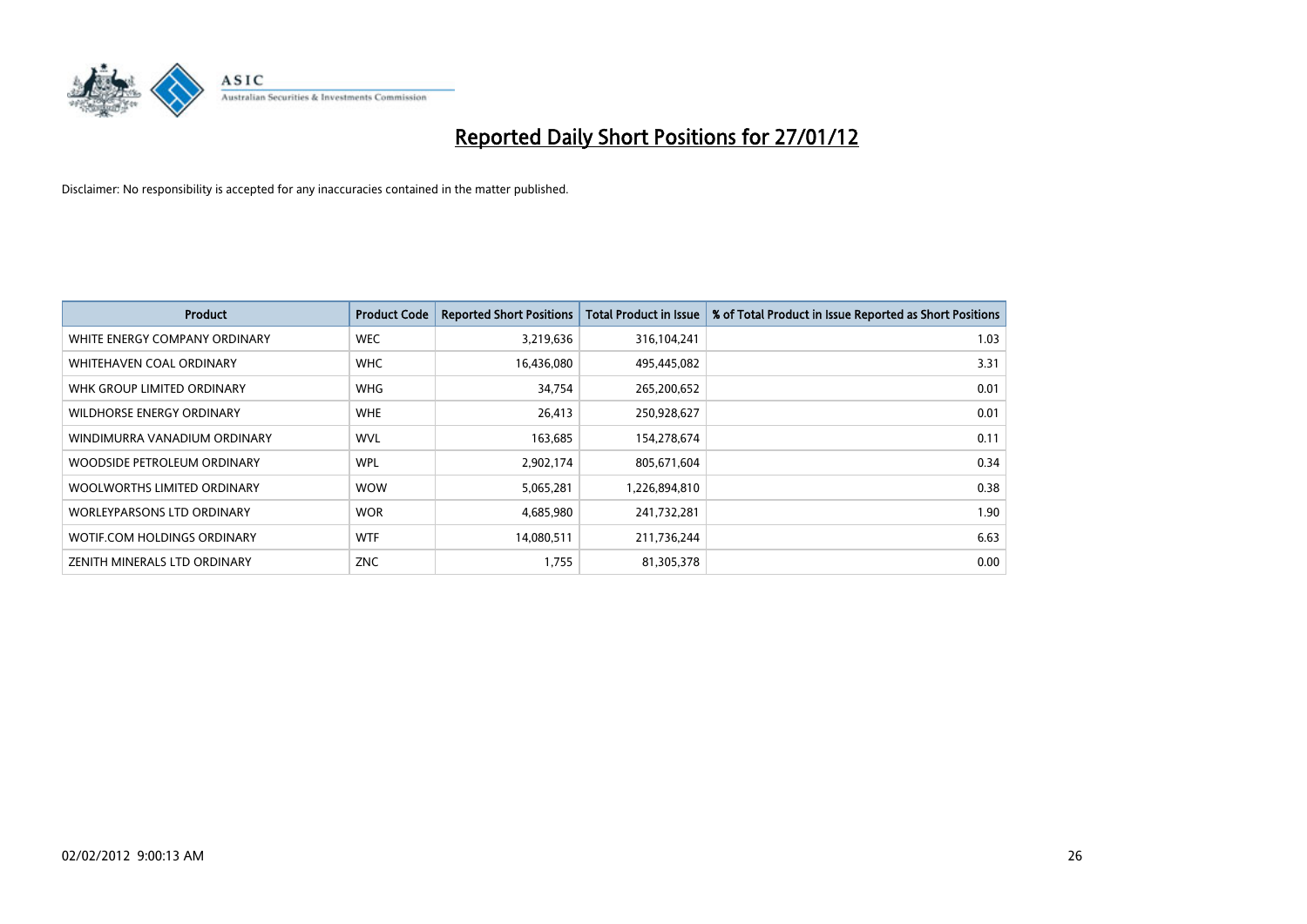# Reported Daily Short Positions for 27/01/12

Disclaimer: No responsibility is accepted for any inaccuracies contained in the matter published.

| Product | Product Code | Reported Short Positions | Total Product in Issue | % of Total Product in Issue Reported as Short Positions |
|---|---|---|---|---|
| WHITE ENERGY COMPANY ORDINARY | WEC | 3,219,636 | 316,104,241 | 1.03 |
| WHITEHAVEN COAL ORDINARY | WHC | 16,436,080 | 495,445,082 | 3.31 |
| WHK GROUP LIMITED ORDINARY | WHG | 34,754 | 265,200,652 | 0.01 |
| WILDHORSE ENERGY ORDINARY | WHE | 26,413 | 250,928,627 | 0.01 |
| WINDIMURRA VANADIUM ORDINARY | WVL | 163,685 | 154,278,674 | 0.11 |
| WOODSIDE PETROLEUM ORDINARY | WPL | 2,902,174 | 805,671,604 | 0.34 |
| WOOLWORTHS LIMITED ORDINARY | WOW | 5,065,281 | 1,226,894,810 | 0.38 |
| WORLEYPARSONS LTD ORDINARY | WOR | 4,685,980 | 241,732,281 | 1.90 |
| WOTIF.COM HOLDINGS ORDINARY | WTF | 14,080,511 | 211,736,244 | 6.63 |
| ZENITH MINERALS LTD ORDINARY | ZNC | 1,755 | 81,305,378 | 0.00 |

02/02/2012 9:00:13 AM